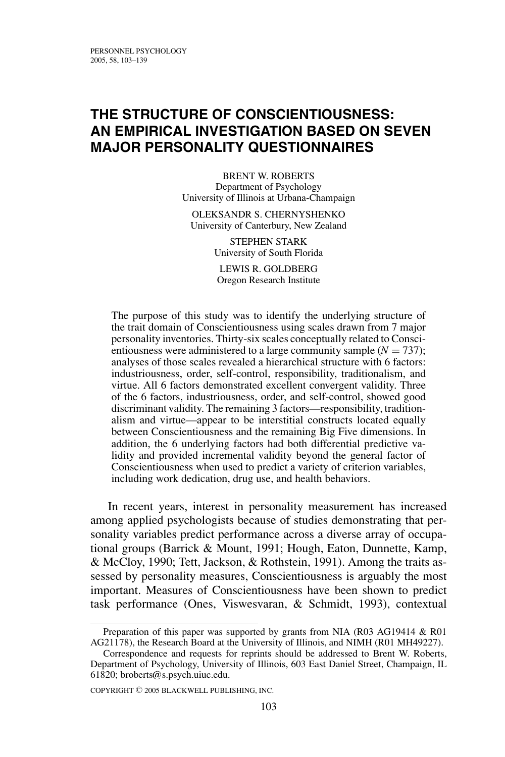# THE STRUCTURE OF CONSCIENTIOUSNESS: AN EMPIRICAL INVESTIGATION BASED ON SEVEN MAJOR PERSONALITY QUESTIONNAIRES

BRENT W. ROBERTS
Department of Psychology
University of Illinois at Urbana-Champaign

OLEKSANDR S. CHERNYSHENKO
University of Canterbury, New Zealand

STEPHEN STARK
University of South Florida

LEWIS R. GOLDBERG
Oregon Research Institute

The purpose of this study was to identify the underlying structure of the trait domain of Conscientiousness using scales drawn from 7 major personality inventories. Thirty-six scales conceptually related to Conscientiousness were administered to a large community sample ($N = 737$); analyses of those scales revealed a hierarchical structure with 6 factors: industriousness, order, self-control, responsibility, traditionalism, and virtue. All 6 factors demonstrated excellent convergent validity. Three of the 6 factors, industriousness, order, and self-control, showed good discriminant validity. The remaining 3 factors—responsibility, traditionalism and virtue—appear to be interstitial constructs located equally between Conscientiousness and the remaining Big Five dimensions. In addition, the 6 underlying factors had both differential predictive validity and provided incremental validity beyond the general factor of Conscientiousness when used to predict a variety of criterion variables, including work dedication, drug use, and health behaviors.

In recent years, interest in personality measurement has increased among applied psychologists because of studies demonstrating that personality variables predict performance across a diverse array of occupational groups (Barrick & Mount, 1991; Hough, Eaton, Dunnette, Kamp, & McCloy, 1990; Tett, Jackson, & Rothstein, 1991). Among the traits assessed by personality measures, Conscientiousness is arguably the most important. Measures of Conscientiousness have been shown to predict task performance (Ones, Viswesvaran, & Schmidt, 1993), contextual

Preparation of this paper was supported by grants from NIA (R03 AG19414 & R01 AG21178), the Research Board at the University of Illinois, and NIMH (R01 MH49227).

Correspondence and requests for reprints should be addressed to Brent W. Roberts, Department of Psychology, University of Illinois, 603 East Daniel Street, Champaign, IL 61820; broberts@s.psych.uiuc.edu.

COPYRIGHT © 2005 BLACKWELL PUBLISHING, INC.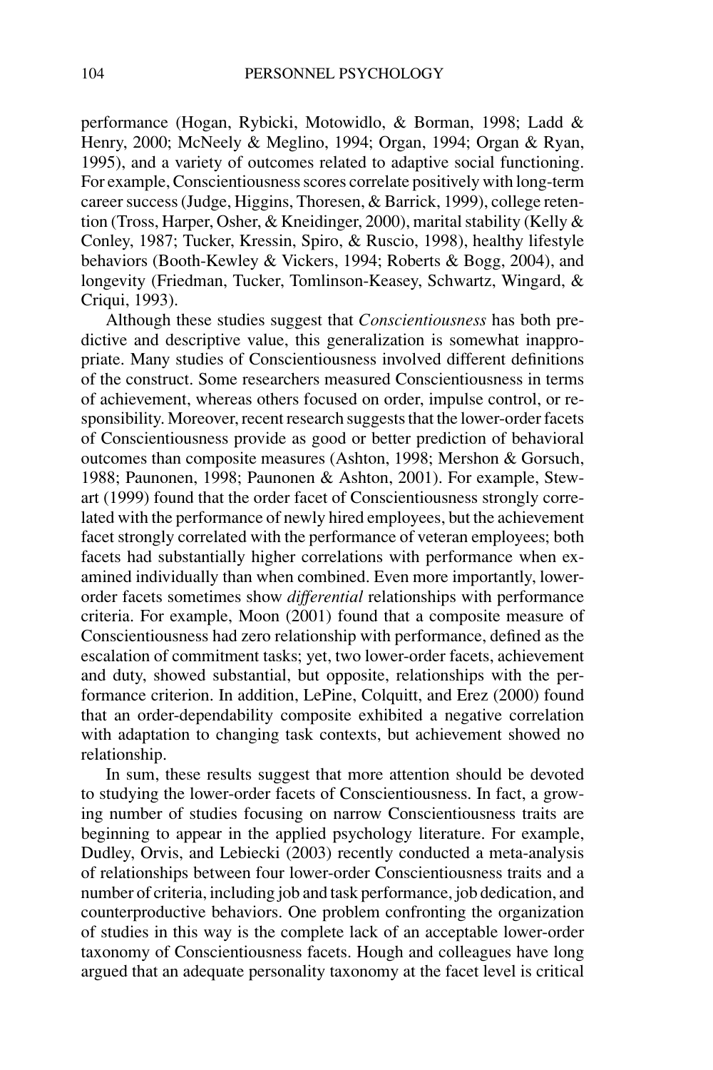performance (Hogan, Rybicki, Motowidlo, & Borman, 1998; Ladd & Henry, 2000; McNeely & Meglino, 1994; Organ, 1994; Organ & Ryan, 1995), and a variety of outcomes related to adaptive social functioning. For example, Conscientiousness scores correlate positively with long-term career success (Judge, Higgins, Thoresen, & Barrick, 1999), college retention (Tross, Harper, Osher, & Kneidinger, 2000), marital stability (Kelly & Conley, 1987; Tucker, Kressin, Spiro, & Ruscio, 1998), healthy lifestyle behaviors (Booth-Kewley & Vickers, 1994; Roberts & Bogg, 2004), and longevity (Friedman, Tucker, Tomlinson-Keasey, Schwartz, Wingard, & Criqui, 1993).

Although these studies suggest that *Conscientiousness* has both predictive and descriptive value, this generalization is somewhat inappropriate. Many studies of Conscientiousness involved different definitions of the construct. Some researchers measured Conscientiousness in terms of achievement, whereas others focused on order, impulse control, or responsibility. Moreover, recent research suggests that the lower-order facets of Conscientiousness provide as good or better prediction of behavioral outcomes than composite measures (Ashton, 1998; Mershon & Gorsuch, 1988; Paunonen, 1998; Paunonen & Ashton, 2001). For example, Stewart (1999) found that the order facet of Conscientiousness strongly correlated with the performance of newly hired employees, but the achievement facet strongly correlated with the performance of veteran employees; both facets had substantially higher correlations with performance when examined individually than when combined. Even more importantly, lower-order facets sometimes show *differential* relationships with performance criteria. For example, Moon (2001) found that a composite measure of Conscientiousness had zero relationship with performance, defined as the escalation of commitment tasks; yet, two lower-order facets, achievement and duty, showed substantial, but opposite, relationships with the performance criterion. In addition, LePine, Colquitt, and Erez (2000) found that an order-dependability composite exhibited a negative correlation with adaptation to changing task contexts, but achievement showed no relationship.

In sum, these results suggest that more attention should be devoted to studying the lower-order facets of Conscientiousness. In fact, a growing number of studies focusing on narrow Conscientiousness traits are beginning to appear in the applied psychology literature. For example, Dudley, Orvis, and Lebiecki (2003) recently conducted a meta-analysis of relationships between four lower-order Conscientiousness traits and a number of criteria, including job and task performance, job dedication, and counterproductive behaviors. One problem confronting the organization of studies in this way is the complete lack of an acceptable lower-order taxonomy of Conscientiousness facets. Hough and colleagues have long argued that an adequate personality taxonomy at the facet level is critical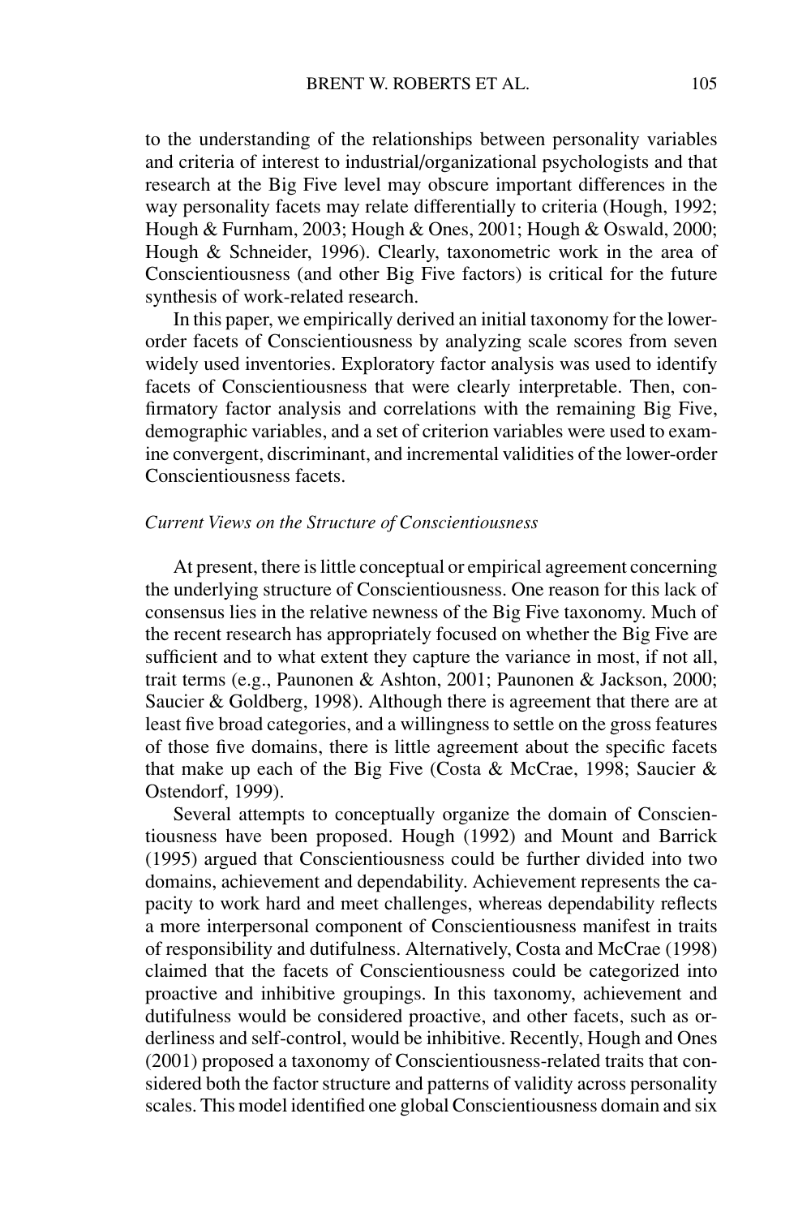to the understanding of the relationships between personality variables and criteria of interest to industrial/organizational psychologists and that research at the Big Five level may obscure important differences in the way personality facets may relate differentially to criteria (Hough, 1992; Hough & Furnham, 2003; Hough & Ones, 2001; Hough & Oswald, 2000; Hough & Schneider, 1996). Clearly, taxonometric work in the area of Conscientiousness (and other Big Five factors) is critical for the future synthesis of work-related research.

In this paper, we empirically derived an initial taxonomy for the lower-order facets of Conscientiousness by analyzing scale scores from seven widely used inventories. Exploratory factor analysis was used to identify facets of Conscientiousness that were clearly interpretable. Then, confirmatory factor analysis and correlations with the remaining Big Five, demographic variables, and a set of criterion variables were used to examine convergent, discriminant, and incremental validities of the lower-order Conscientiousness facets.

### *Current Views on the Structure of Conscientiousness*

At present, there is little conceptual or empirical agreement concerning the underlying structure of Conscientiousness. One reason for this lack of consensus lies in the relative newness of the Big Five taxonomy. Much of the recent research has appropriately focused on whether the Big Five are sufficient and to what extent they capture the variance in most, if not all, trait terms (e.g., Paunonen & Ashton, 2001; Paunonen & Jackson, 2000; Saucier & Goldberg, 1998). Although there is agreement that there are at least five broad categories, and a willingness to settle on the gross features of those five domains, there is little agreement about the specific facets that make up each of the Big Five (Costa & McCrae, 1998; Saucier & Ostendorf, 1999).

Several attempts to conceptually organize the domain of Conscientiousness have been proposed. Hough (1992) and Mount and Barrick (1995) argued that Conscientiousness could be further divided into two domains, achievement and dependability. Achievement represents the capacity to work hard and meet challenges, whereas dependability reflects a more interpersonal component of Conscientiousness manifest in traits of responsibility and dutifulness. Alternatively, Costa and McCrae (1998) claimed that the facets of Conscientiousness could be categorized into proactive and inhibitive groupings. In this taxonomy, achievement and dutifulness would be considered proactive, and other facets, such as orderliness and self-control, would be inhibitive. Recently, Hough and Ones (2001) proposed a taxonomy of Conscientiousness-related traits that considered both the factor structure and patterns of validity across personality scales. This model identified one global Conscientiousness domain and six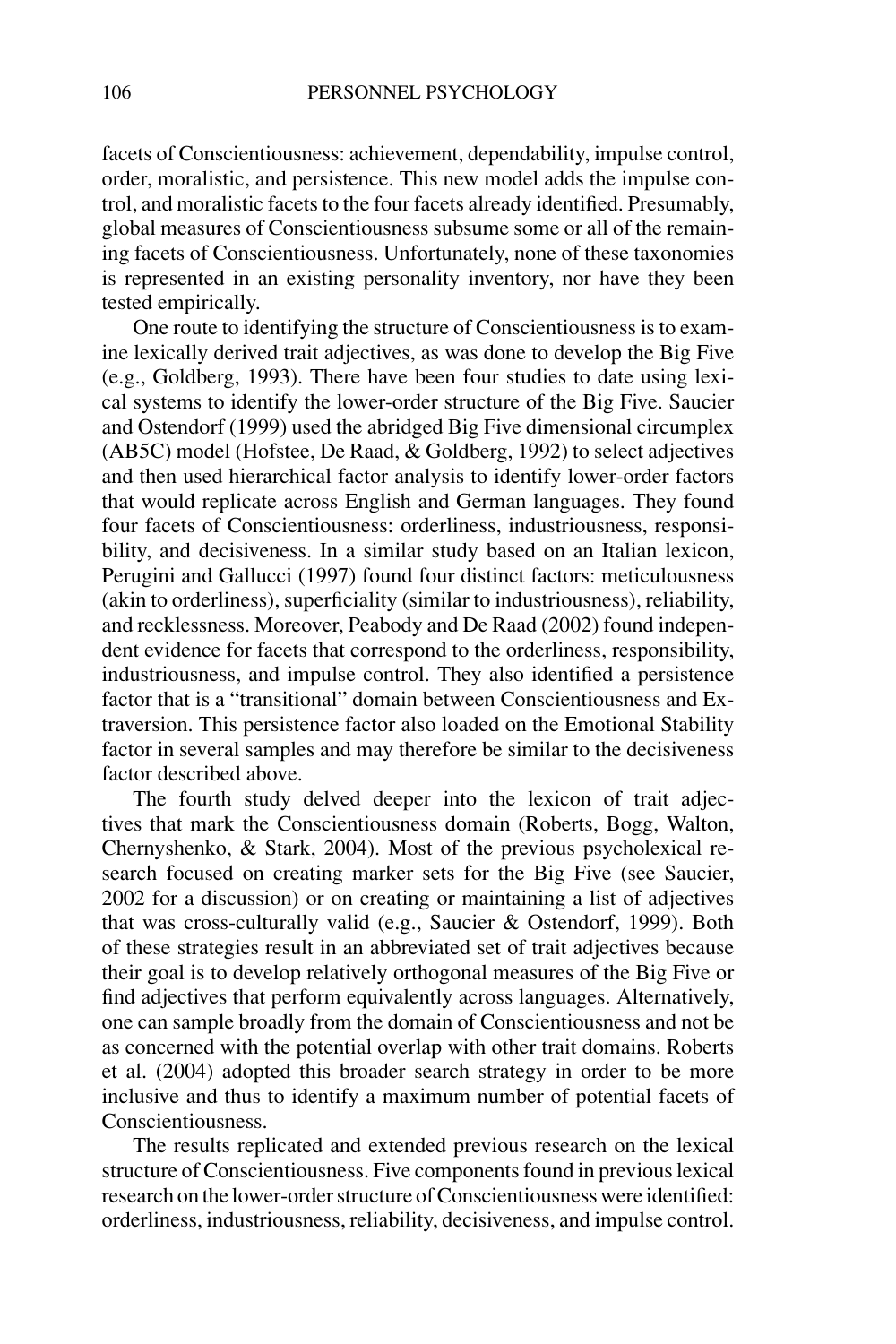facets of Conscientiousness: achievement, dependability, impulse control, order, moralistic, and persistence. This new model adds the impulse control, and moralistic facets to the four facets already identified. Presumably, global measures of Conscientiousness subsume some or all of the remaining facets of Conscientiousness. Unfortunately, none of these taxonomies is represented in an existing personality inventory, nor have they been tested empirically.

One route to identifying the structure of Conscientiousness is to examine lexically derived trait adjectives, as was done to develop the Big Five (e.g., Goldberg, 1993). There have been four studies to date using lexical systems to identify the lower-order structure of the Big Five. Saucier and Ostendorf (1999) used the abridged Big Five dimensional circumplex (AB5C) model (Hofstee, De Raad, & Goldberg, 1992) to select adjectives and then used hierarchical factor analysis to identify lower-order factors that would replicate across English and German languages. They found four facets of Conscientiousness: orderliness, industriousness, responsibility, and decisiveness. In a similar study based on an Italian lexicon, Perugini and Gallucci (1997) found four distinct factors: meticulousness (akin to orderliness), superficiality (similar to industriousness), reliability, and recklessness. Moreover, Peabody and De Raad (2002) found independent evidence for facets that correspond to the orderliness, responsibility, industriousness, and impulse control. They also identified a persistence factor that is a "transitional" domain between Conscientiousness and Extraversion. This persistence factor also loaded on the Emotional Stability factor in several samples and may therefore be similar to the decisiveness factor described above.

The fourth study delved deeper into the lexicon of trait adjectives that mark the Conscientiousness domain (Roberts, Bogg, Walton, Chernyshenko, & Stark, 2004). Most of the previous psycholexical research focused on creating marker sets for the Big Five (see Saucier, 2002 for a discussion) or on creating or maintaining a list of adjectives that was cross-culturally valid (e.g., Saucier & Ostendorf, 1999). Both of these strategies result in an abbreviated set of trait adjectives because their goal is to develop relatively orthogonal measures of the Big Five or find adjectives that perform equivalently across languages. Alternatively, one can sample broadly from the domain of Conscientiousness and not be as concerned with the potential overlap with other trait domains. Roberts et al. (2004) adopted this broader search strategy in order to be more inclusive and thus to identify a maximum number of potential facets of Conscientiousness.

The results replicated and extended previous research on the lexical structure of Conscientiousness. Five components found in previous lexical research on the lower-order structure of Conscientiousness were identified: orderliness, industriousness, reliability, decisiveness, and impulse control.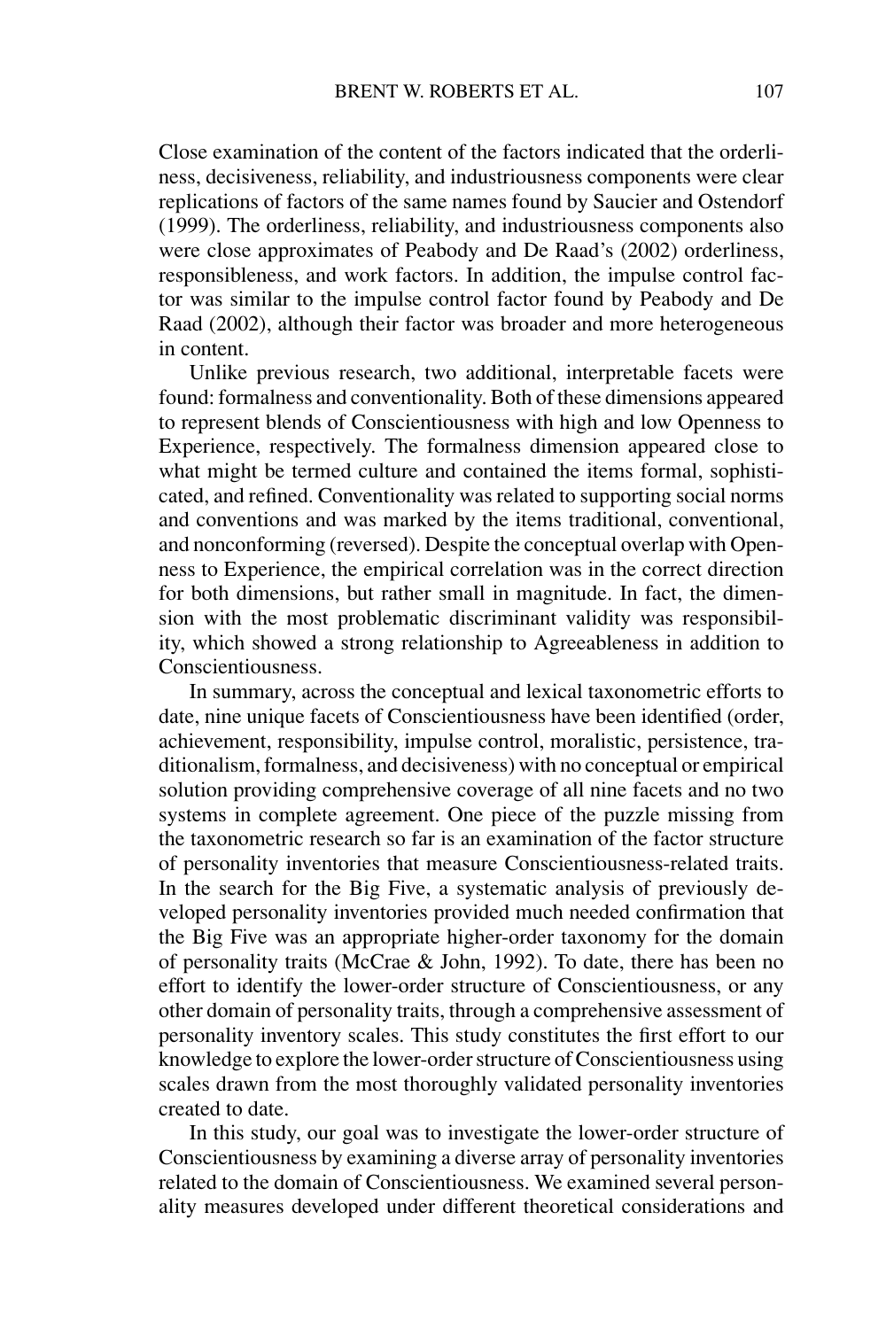Close examination of the content of the factors indicated that the orderliness, decisiveness, reliability, and industriousness components were clear replications of factors of the same names found by Saucier and Ostendorf (1999). The orderliness, reliability, and industriousness components also were close approximates of Peabody and De Raad's (2002) orderliness, responsibleness, and work factors. In addition, the impulse control factor was similar to the impulse control factor found by Peabody and De Raad (2002), although their factor was broader and more heterogeneous in content.

Unlike previous research, two additional, interpretable facets were found: formalness and conventionality. Both of these dimensions appeared to represent blends of Conscientiousness with high and low Openness to Experience, respectively. The formalness dimension appeared close to what might be termed culture and contained the items formal, sophisticated, and refined. Conventionality was related to supporting social norms and conventions and was marked by the items traditional, conventional, and nonconforming (reversed). Despite the conceptual overlap with Openness to Experience, the empirical correlation was in the correct direction for both dimensions, but rather small in magnitude. In fact, the dimension with the most problematic discriminant validity was responsibility, which showed a strong relationship to Agreeableness in addition to Conscientiousness.

In summary, across the conceptual and lexical taxonometric efforts to date, nine unique facets of Conscientiousness have been identified (order, achievement, responsibility, impulse control, moralistic, persistence, traditionalism, formalness, and decisiveness) with no conceptual or empirical solution providing comprehensive coverage of all nine facets and no two systems in complete agreement. One piece of the puzzle missing from the taxonometric research so far is an examination of the factor structure of personality inventories that measure Conscientiousness-related traits. In the search for the Big Five, a systematic analysis of previously developed personality inventories provided much needed confirmation that the Big Five was an appropriate higher-order taxonomy for the domain of personality traits (McCrae & John, 1992). To date, there has been no effort to identify the lower-order structure of Conscientiousness, or any other domain of personality traits, through a comprehensive assessment of personality inventory scales. This study constitutes the first effort to our knowledge to explore the lower-order structure of Conscientiousness using scales drawn from the most thoroughly validated personality inventories created to date.

In this study, our goal was to investigate the lower-order structure of Conscientiousness by examining a diverse array of personality inventories related to the domain of Conscientiousness. We examined several personality measures developed under different theoretical considerations and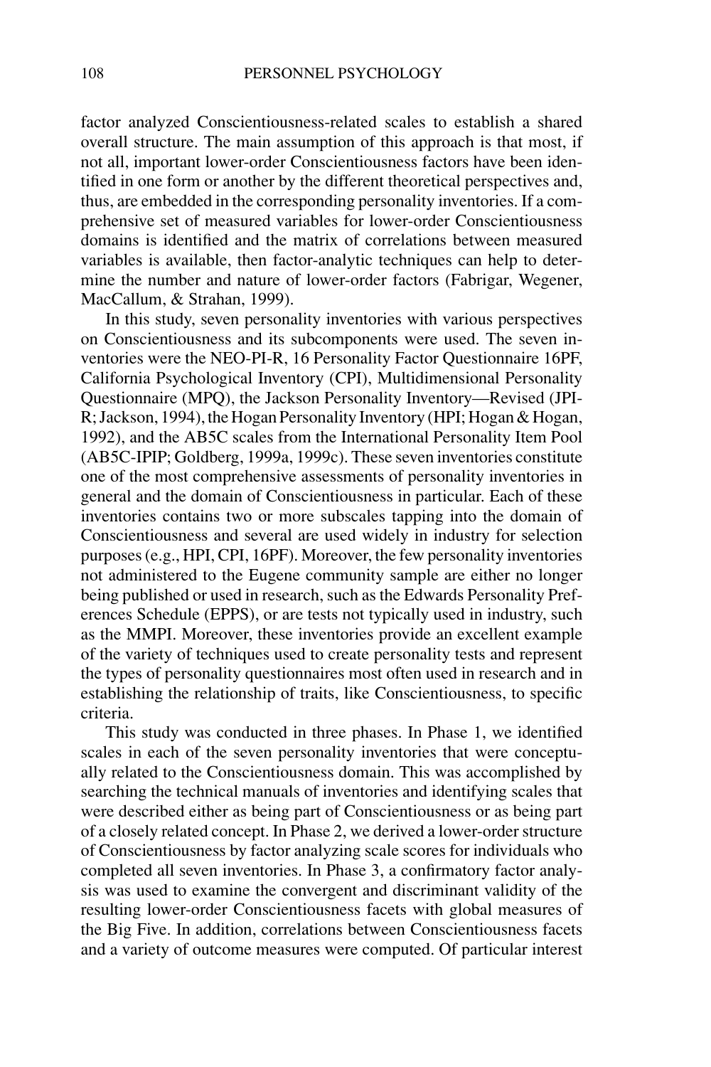factor analyzed Conscientiousness-related scales to establish a shared overall structure. The main assumption of this approach is that most, if not all, important lower-order Conscientiousness factors have been identified in one form or another by the different theoretical perspectives and, thus, are embedded in the corresponding personality inventories. If a comprehensive set of measured variables for lower-order Conscientiousness domains is identified and the matrix of correlations between measured variables is available, then factor-analytic techniques can help to determine the number and nature of lower-order factors (Fabrigar, Wegener, MacCallum, & Strahan, 1999).

In this study, seven personality inventories with various perspectives on Conscientiousness and its subcomponents were used. The seven inventories were the NEO-PI-R, 16 Personality Factor Questionnaire 16PF, California Psychological Inventory (CPI), Multidimensional Personality Questionnaire (MPQ), the Jackson Personality Inventory—Revised (JPI-R; Jackson, 1994), the Hogan Personality Inventory (HPI; Hogan & Hogan, 1992), and the AB5C scales from the International Personality Item Pool (AB5C-IPIP; Goldberg, 1999a, 1999c). These seven inventories constitute one of the most comprehensive assessments of personality inventories in general and the domain of Conscientiousness in particular. Each of these inventories contains two or more subscales tapping into the domain of Conscientiousness and several are used widely in industry for selection purposes (e.g., HPI, CPI, 16PF). Moreover, the few personality inventories not administered to the Eugene community sample are either no longer being published or used in research, such as the Edwards Personality Preferences Schedule (EPPS), or are tests not typically used in industry, such as the MMPI. Moreover, these inventories provide an excellent example of the variety of techniques used to create personality tests and represent the types of personality questionnaires most often used in research and in establishing the relationship of traits, like Conscientiousness, to specific criteria.

This study was conducted in three phases. In Phase 1, we identified scales in each of the seven personality inventories that were conceptually related to the Conscientiousness domain. This was accomplished by searching the technical manuals of inventories and identifying scales that were described either as being part of Conscientiousness or as being part of a closely related concept. In Phase 2, we derived a lower-order structure of Conscientiousness by factor analyzing scale scores for individuals who completed all seven inventories. In Phase 3, a confirmatory factor analysis was used to examine the convergent and discriminant validity of the resulting lower-order Conscientiousness facets with global measures of the Big Five. In addition, correlations between Conscientiousness facets and a variety of outcome measures were computed. Of particular interest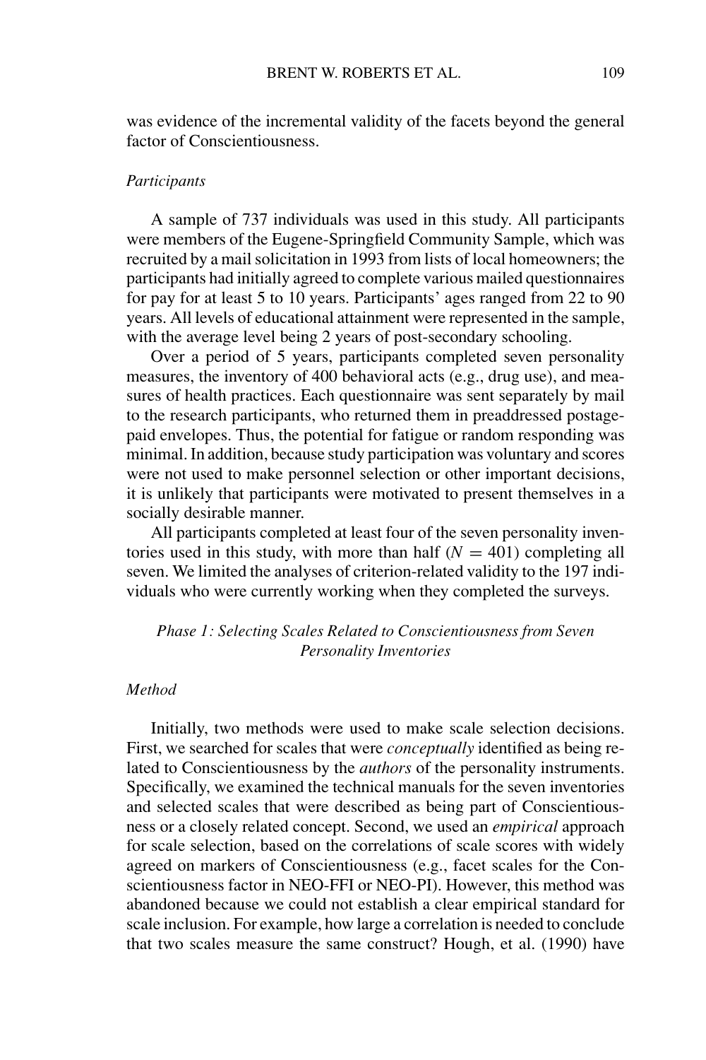was evidence of the incremental validity of the facets beyond the general factor of Conscientiousness.

*Participants*

A sample of 737 individuals was used in this study. All participants were members of the Eugene-Springfield Community Sample, which was recruited by a mail solicitation in 1993 from lists of local homeowners; the participants had initially agreed to complete various mailed questionnaires for pay for at least 5 to 10 years. Participants' ages ranged from 22 to 90 years. All levels of educational attainment were represented in the sample, with the average level being 2 years of post-secondary schooling.

Over a period of 5 years, participants completed seven personality measures, the inventory of 400 behavioral acts (e.g., drug use), and measures of health practices. Each questionnaire was sent separately by mail to the research participants, who returned them in preaddressed postage-paid envelopes. Thus, the potential for fatigue or random responding was minimal. In addition, because study participation was voluntary and scores were not used to make personnel selection or other important decisions, it is unlikely that participants were motivated to present themselves in a socially desirable manner.

All participants completed at least four of the seven personality inventories used in this study, with more than half ($N = 401$) completing all seven. We limited the analyses of criterion-related validity to the 197 individuals who were currently working when they completed the surveys.

### *Phase 1: Selecting Scales Related to Conscientiousness from Seven Personality Inventories*

*Method*

Initially, two methods were used to make scale selection decisions. First, we searched for scales that were *conceptually* identified as being related to Conscientiousness by the *authors* of the personality instruments. Specifically, we examined the technical manuals for the seven inventories and selected scales that were described as being part of Conscientiousness or a closely related concept. Second, we used an *empirical* approach for scale selection, based on the correlations of scale scores with widely agreed on markers of Conscientiousness (e.g., facet scales for the Conscientiousness factor in NEO-FFI or NEO-PI). However, this method was abandoned because we could not establish a clear empirical standard for scale inclusion. For example, how large a correlation is needed to conclude that two scales measure the same construct? Hough, et al. (1990) have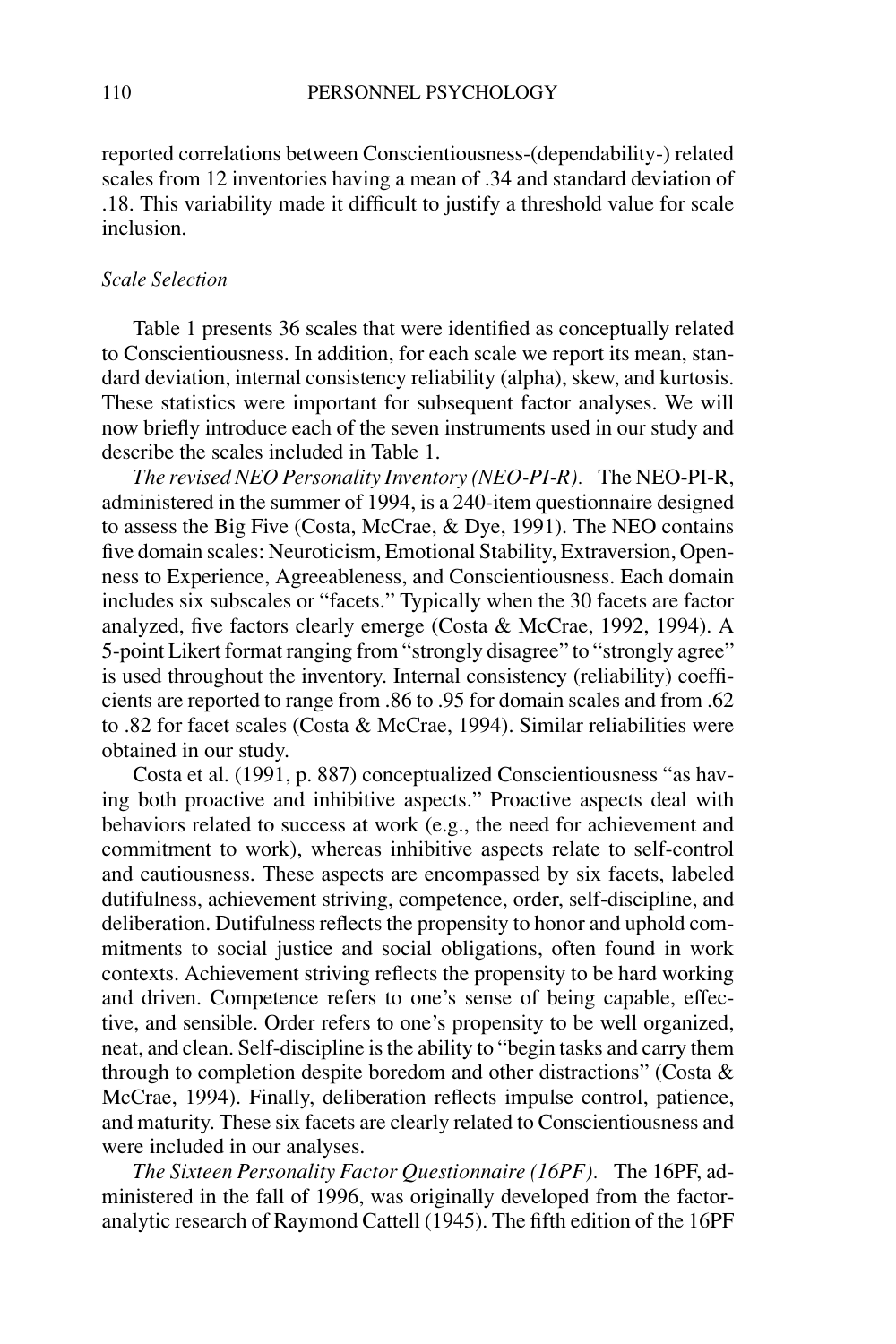reported correlations between Conscientiousness-(dependability-) related scales from 12 inventories having a mean of .34 and standard deviation of .18. This variability made it difficult to justify a threshold value for scale inclusion.

### *Scale Selection*

Table 1 presents 36 scales that were identified as conceptually related to Conscientiousness. In addition, for each scale we report its mean, standard deviation, internal consistency reliability (alpha), skew, and kurtosis. These statistics were important for subsequent factor analyses. We will now briefly introduce each of the seven instruments used in our study and describe the scales included in Table 1.

*The revised NEO Personality Inventory (NEO-PI-R).* The NEO-PI-R, administered in the summer of 1994, is a 240-item questionnaire designed to assess the Big Five (Costa, McCrae, & Dye, 1991). The NEO contains five domain scales: Neuroticism, Emotional Stability, Extraversion, Openness to Experience, Agreeableness, and Conscientiousness. Each domain includes six subscales or "facets." Typically when the 30 facets are factor analyzed, five factors clearly emerge (Costa & McCrae, 1992, 1994). A 5-point Likert format ranging from "strongly disagree" to "strongly agree" is used throughout the inventory. Internal consistency (reliability) coefficients are reported to range from .86 to .95 for domain scales and from .62 to .82 for facet scales (Costa & McCrae, 1994). Similar reliabilities were obtained in our study.

Costa et al. (1991, p. 887) conceptualized Conscientiousness "as having both proactive and inhibitive aspects." Proactive aspects deal with behaviors related to success at work (e.g., the need for achievement and commitment to work), whereas inhibitive aspects relate to self-control and cautiousness. These aspects are encompassed by six facets, labeled dutifulness, achievement striving, competence, order, self-discipline, and deliberation. Dutifulness reflects the propensity to honor and uphold commitments to social justice and social obligations, often found in work contexts. Achievement striving reflects the propensity to be hard working and driven. Competence refers to one's sense of being capable, effective, and sensible. Order refers to one's propensity to be well organized, neat, and clean. Self-discipline is the ability to "begin tasks and carry them through to completion despite boredom and other distractions" (Costa & McCrae, 1994). Finally, deliberation reflects impulse control, patience, and maturity. These six facets are clearly related to Conscientiousness and were included in our analyses.

*The Sixteen Personality Factor Questionnaire (16PF).* The 16PF, administered in the fall of 1996, was originally developed from the factor-analytic research of Raymond Cattell (1945). The fifth edition of the 16PF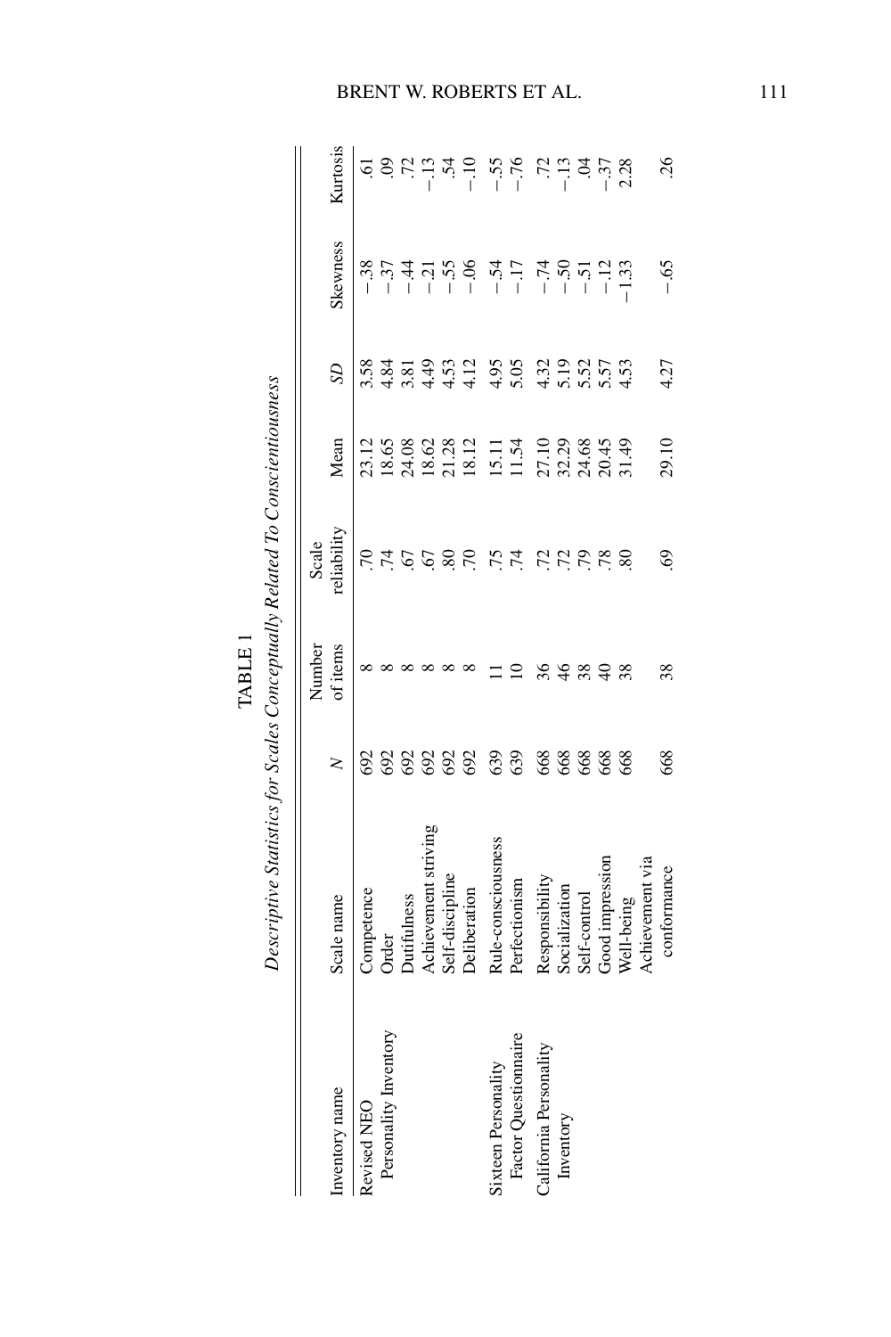TABLE 1

*Descriptive Statistics for Scales Conceptually Related To Conscientiousness*

| Inventory name | Scale name | *N* | Number of items | Scale reliability | Mean | *SD* | Skewness | Kurtosis |
|---|---|---|---|---|---|---|---|---|
| Revised NEO Personality Inventory | Competence | 692 | 8 | .70 | 23.12 | 3.58 | −.38 | .61 |
| | Order | 692 | 8 | .74 | 18.65 | 4.84 | −.37 | .09 |
| | Dutifulness | 692 | 8 | .67 | 24.08 | 3.81 | −.44 | .72 |
| | Achievement striving | 692 | 8 | .67 | 18.62 | 4.49 | −.21 | −.13 |
| | Self-discipline | 692 | 8 | .80 | 21.28 | 4.53 | −.55 | .54 |
| | Deliberation | 692 | 8 | .70 | 18.12 | 4.12 | −.06 | −.10 |
| Sixteen Personality Factor Questionnaire | Rule-consciousness | 639 | 11 | .75 | 15.11 | 4.95 | −.54 | −.55 |
| | Perfectionism | 639 | 10 | .74 | 11.54 | 5.05 | −.17 | −.76 |
| California Personality Inventory | Responsibility | 668 | 36 | .72 | 27.10 | 4.32 | −.74 | .72 |
| | Socialization | 668 | 46 | .72 | 32.29 | 5.19 | −.50 | −.13 |
| | Self-control | 668 | 38 | .79 | 24.68 | 5.52 | −.51 | .04 |
| | Good impression | 668 | 40 | .78 | 20.45 | 5.57 | −.12 | −.37 |
| | Well-being | 668 | 38 | .80 | 31.49 | 4.53 | −1.33 | 2.28 |
| | Achievement via conformance | 668 | 38 | .69 | 29.10 | 4.27 | −.65 | .26 |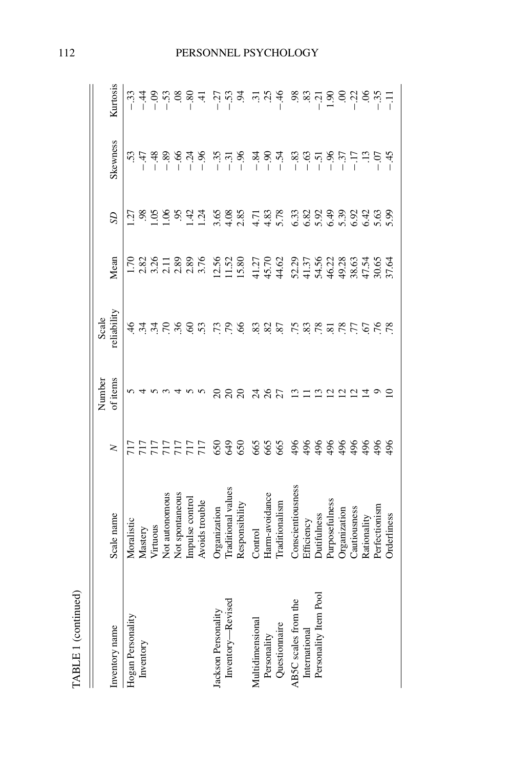TABLE 1 (continued)

| Inventory name | Scale name | N | Number of items | Scale reliability | Mean | SD | Skewness | Kurtosis |
|---|---|---|---|---|---|---|---|---|
| Hogan Personality Inventory | Moralistic | 717 | 5 | .46 | 1.70 | 1.27 | .53 | −.33 |
| | Mastery | 717 | 4 | .34 | 2.82 | .98 | −.47 | −.44 |
| | Virtuous | 717 | 5 | .34 | 3.26 | 1.05 | −.48 | −.09 |
| | Not autonomous | 717 | 3 | .70 | 2.11 | 1.06 | −.89 | −.53 |
| | Not spontaneous | 717 | 4 | .36 | 2.89 | .95 | −.66 | .08 |
| | Impulse control | 717 | 5 | .60 | 2.89 | 1.42 | −.24 | −.80 |
| | Avoids trouble | 717 | 5 | .53 | 3.76 | 1.24 | −.96 | .41 |
| Jackson Personality Inventory—Revised | Organization | 650 | 20 | .73 | 12.56 | 3.65 | −.35 | −.27 |
| | Traditional values | 649 | 20 | .79 | 11.52 | 4.08 | −.31 | −.53 |
| | Responsibility | 650 | 20 | .66 | 15.80 | 2.85 | −.96 | .94 |
| Multidimensional Personality Questionnaire | Control | 665 | 24 | .83 | 41.27 | 4.71 | −.84 | .31 |
| | Harm-avoidance | 665 | 26 | .82 | 45.70 | 4.83 | −.90 | .25 |
| | Traditionalism | 665 | 27 | .87 | 44.62 | 5.78 | −.54 | −.46 |
| AB5C scales from the International Personality Item Pool | Conscientiousness | 496 | 13 | .75 | 52.29 | 6.33 | −.83 | .98 |
| | Efficiency | 496 | 11 | .83 | 41.37 | 6.82 | −.63 | .83 |
| | Dutifulness | 496 | 13 | .78 | 54.56 | 5.92 | −.51 | −.21 |
| | Purposefulness | 496 | 12 | .81 | 46.22 | 6.49 | −.96 | 1.90 |
| | Organization | 496 | 12 | .78 | 49.28 | 5.39 | −.37 | .00 |
| | Cautiousness | 496 | 12 | .77 | 38.63 | 6.92 | −.17 | −.22 |
| | Rationality | 496 | 14 | .67 | 47.54 | 6.42 | .13 | .06 |
| | Perfectionism | 496 | 9 | .76 | 30.65 | 5.63 | −.07 | −.35 |
| | Orderliness | 496 | 10 | .78 | 37.64 | 5.99 | −.45 | −.11 |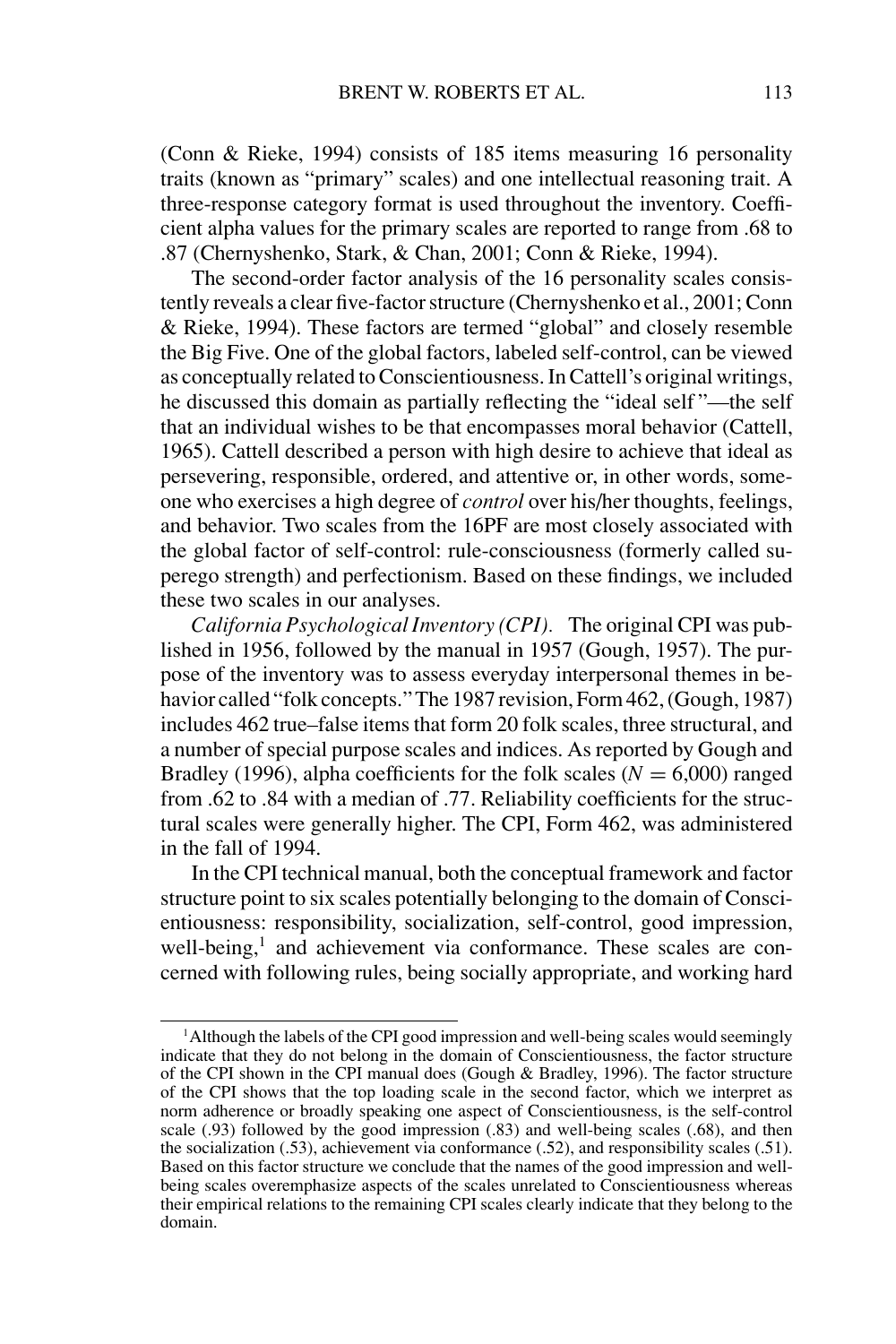(Conn & Rieke, 1994) consists of 185 items measuring 16 personality traits (known as "primary" scales) and one intellectual reasoning trait. A three-response category format is used throughout the inventory. Coefficient alpha values for the primary scales are reported to range from .68 to .87 (Chernyshenko, Stark, & Chan, 2001; Conn & Rieke, 1994).

The second-order factor analysis of the 16 personality scales consistently reveals a clear five-factor structure (Chernyshenko et al., 2001; Conn & Rieke, 1994). These factors are termed "global" and closely resemble the Big Five. One of the global factors, labeled self-control, can be viewed as conceptually related to Conscientiousness. In Cattell's original writings, he discussed this domain as partially reflecting the "ideal self"—the self that an individual wishes to be that encompasses moral behavior (Cattell, 1965). Cattell described a person with high desire to achieve that ideal as persevering, responsible, ordered, and attentive or, in other words, someone who exercises a high degree of *control* over his/her thoughts, feelings, and behavior. Two scales from the 16PF are most closely associated with the global factor of self-control: rule-consciousness (formerly called superego strength) and perfectionism. Based on these findings, we included these two scales in our analyses.

*California Psychological Inventory (CPI).* The original CPI was published in 1956, followed by the manual in 1957 (Gough, 1957). The purpose of the inventory was to assess everyday interpersonal themes in behavior called "folk concepts." The 1987 revision, Form 462, (Gough, 1987) includes 462 true–false items that form 20 folk scales, three structural, and a number of special purpose scales and indices. As reported by Gough and Bradley (1996), alpha coefficients for the folk scales ($N = 6{,}000$) ranged from .62 to .84 with a median of .77. Reliability coefficients for the structural scales were generally higher. The CPI, Form 462, was administered in the fall of 1994.

In the CPI technical manual, both the conceptual framework and factor structure point to six scales potentially belonging to the domain of Conscientiousness: responsibility, socialization, self-control, good impression, well-being,[1] and achievement via conformance. These scales are concerned with following rules, being socially appropriate, and working hard

[1] Although the labels of the CPI good impression and well-being scales would seemingly indicate that they do not belong in the domain of Conscientiousness, the factor structure of the CPI shown in the CPI manual does (Gough & Bradley, 1996). The factor structure of the CPI shows that the top loading scale in the second factor, which we interpret as norm adherence or broadly speaking one aspect of Conscientiousness, is the self-control scale (.93) followed by the good impression (.83) and well-being scales (.68), and then the socialization (.53), achievement via conformance (.52), and responsibility scales (.51). Based on this factor structure we conclude that the names of the good impression and well-being scales overemphasize aspects of the scales unrelated to Conscientiousness whereas their empirical relations to the remaining CPI scales clearly indicate that they belong to the domain.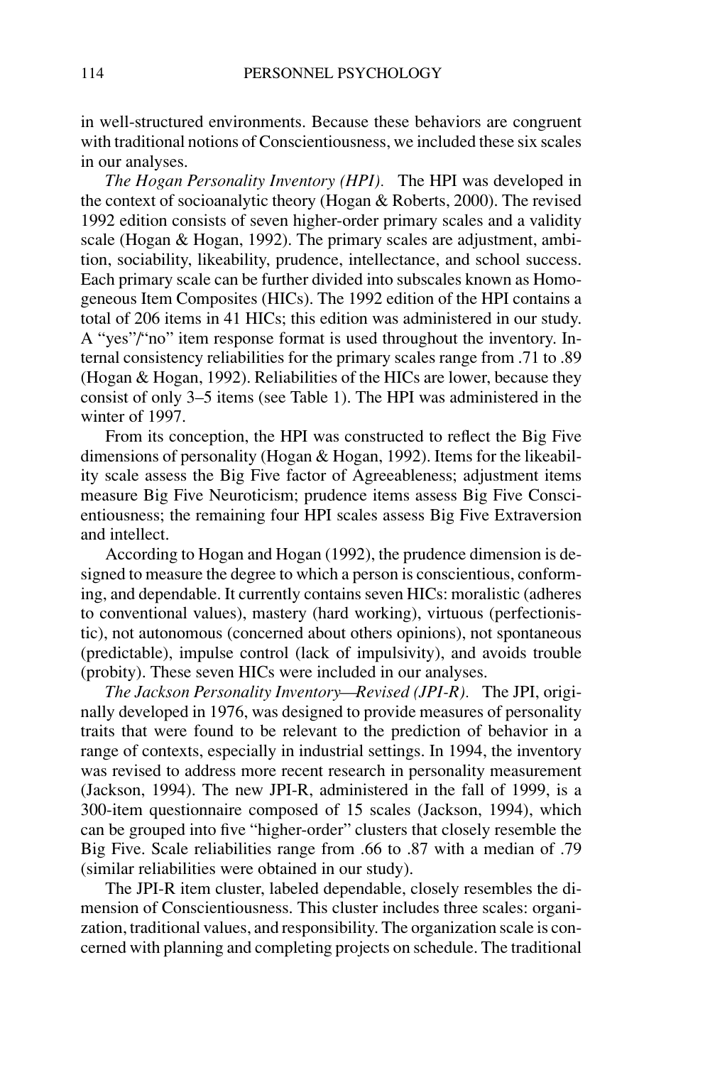in well-structured environments. Because these behaviors are congruent with traditional notions of Conscientiousness, we included these six scales in our analyses.

*The Hogan Personality Inventory (HPI).* The HPI was developed in the context of socioanalytic theory (Hogan & Roberts, 2000). The revised 1992 edition consists of seven higher-order primary scales and a validity scale (Hogan & Hogan, 1992). The primary scales are adjustment, ambition, sociability, likeability, prudence, intellectance, and school success. Each primary scale can be further divided into subscales known as Homogeneous Item Composites (HICs). The 1992 edition of the HPI contains a total of 206 items in 41 HICs; this edition was administered in our study. A "yes"/"no" item response format is used throughout the inventory. Internal consistency reliabilities for the primary scales range from .71 to .89 (Hogan & Hogan, 1992). Reliabilities of the HICs are lower, because they consist of only 3–5 items (see Table 1). The HPI was administered in the winter of 1997.

From its conception, the HPI was constructed to reflect the Big Five dimensions of personality (Hogan & Hogan, 1992). Items for the likeability scale assess the Big Five factor of Agreeableness; adjustment items measure Big Five Neuroticism; prudence items assess Big Five Conscientiousness; the remaining four HPI scales assess Big Five Extraversion and intellect.

According to Hogan and Hogan (1992), the prudence dimension is designed to measure the degree to which a person is conscientious, conforming, and dependable. It currently contains seven HICs: moralistic (adheres to conventional values), mastery (hard working), virtuous (perfectionistic), not autonomous (concerned about others opinions), not spontaneous (predictable), impulse control (lack of impulsivity), and avoids trouble (probity). These seven HICs were included in our analyses.

*The Jackson Personality Inventory—Revised (JPI-R).* The JPI, originally developed in 1976, was designed to provide measures of personality traits that were found to be relevant to the prediction of behavior in a range of contexts, especially in industrial settings. In 1994, the inventory was revised to address more recent research in personality measurement (Jackson, 1994). The new JPI-R, administered in the fall of 1999, is a 300-item questionnaire composed of 15 scales (Jackson, 1994), which can be grouped into five "higher-order" clusters that closely resemble the Big Five. Scale reliabilities range from .66 to .87 with a median of .79 (similar reliabilities were obtained in our study).

The JPI-R item cluster, labeled dependable, closely resembles the dimension of Conscientiousness. This cluster includes three scales: organization, traditional values, and responsibility. The organization scale is concerned with planning and completing projects on schedule. The traditional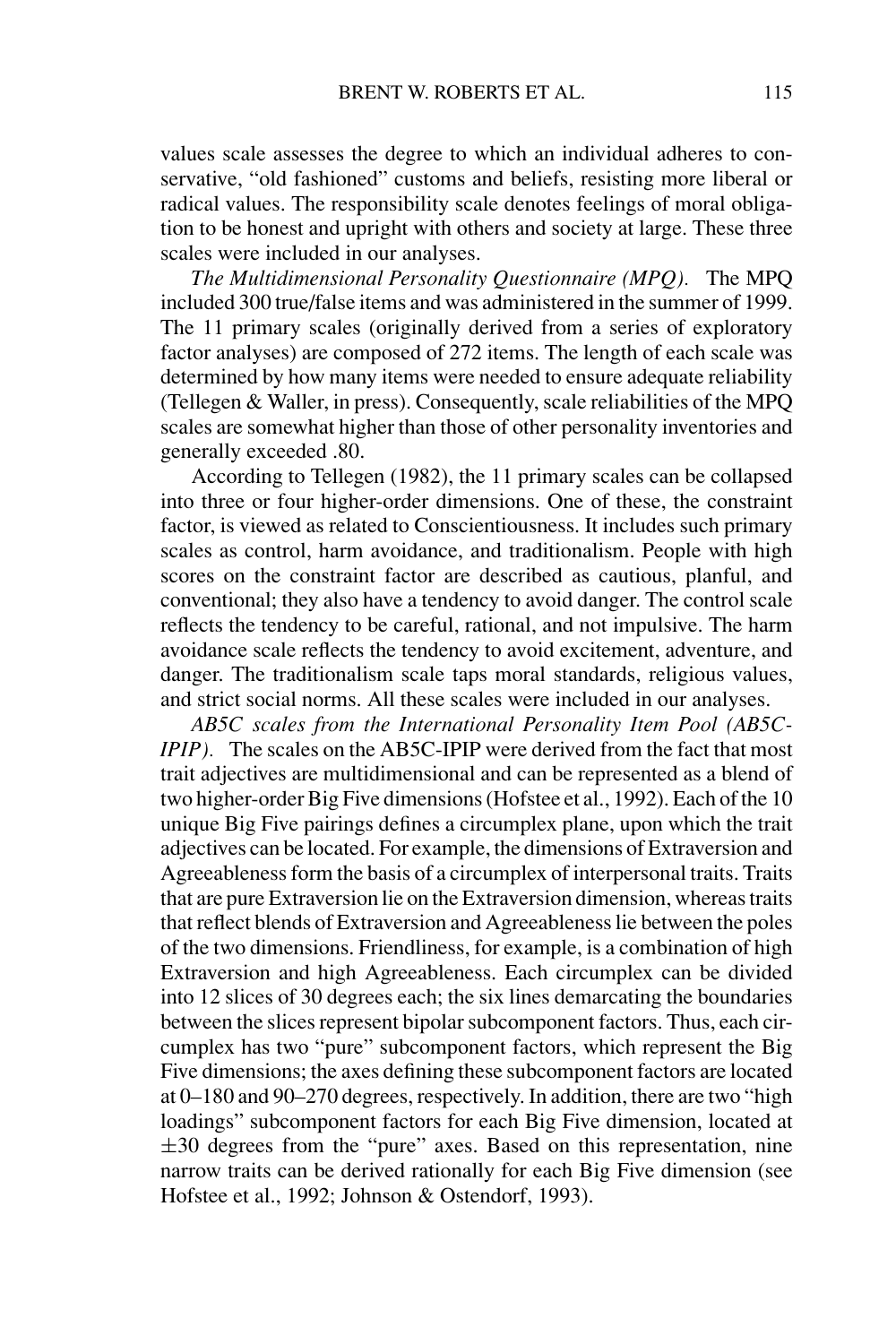values scale assesses the degree to which an individual adheres to conservative, "old fashioned" customs and beliefs, resisting more liberal or radical values. The responsibility scale denotes feelings of moral obligation to be honest and upright with others and society at large. These three scales were included in our analyses.

*The Multidimensional Personality Questionnaire (MPQ).* The MPQ included 300 true/false items and was administered in the summer of 1999. The 11 primary scales (originally derived from a series of exploratory factor analyses) are composed of 272 items. The length of each scale was determined by how many items were needed to ensure adequate reliability (Tellegen & Waller, in press). Consequently, scale reliabilities of the MPQ scales are somewhat higher than those of other personality inventories and generally exceeded .80.

According to Tellegen (1982), the 11 primary scales can be collapsed into three or four higher-order dimensions. One of these, the constraint factor, is viewed as related to Conscientiousness. It includes such primary scales as control, harm avoidance, and traditionalism. People with high scores on the constraint factor are described as cautious, planful, and conventional; they also have a tendency to avoid danger. The control scale reflects the tendency to be careful, rational, and not impulsive. The harm avoidance scale reflects the tendency to avoid excitement, adventure, and danger. The traditionalism scale taps moral standards, religious values, and strict social norms. All these scales were included in our analyses.

*AB5C scales from the International Personality Item Pool (AB5C-IPIP).* The scales on the AB5C-IPIP were derived from the fact that most trait adjectives are multidimensional and can be represented as a blend of two higher-order Big Five dimensions (Hofstee et al., 1992). Each of the 10 unique Big Five pairings defines a circumplex plane, upon which the trait adjectives can be located. For example, the dimensions of Extraversion and Agreeableness form the basis of a circumplex of interpersonal traits. Traits that are pure Extraversion lie on the Extraversion dimension, whereas traits that reflect blends of Extraversion and Agreeableness lie between the poles of the two dimensions. Friendliness, for example, is a combination of high Extraversion and high Agreeableness. Each circumplex can be divided into 12 slices of 30 degrees each; the six lines demarcating the boundaries between the slices represent bipolar subcomponent factors. Thus, each circumplex has two "pure" subcomponent factors, which represent the Big Five dimensions; the axes defining these subcomponent factors are located at 0–180 and 90–270 degrees, respectively. In addition, there are two "high loadings" subcomponent factors for each Big Five dimension, located at $\pm 30$ degrees from the "pure" axes. Based on this representation, nine narrow traits can be derived rationally for each Big Five dimension (see Hofstee et al., 1992; Johnson & Ostendorf, 1993).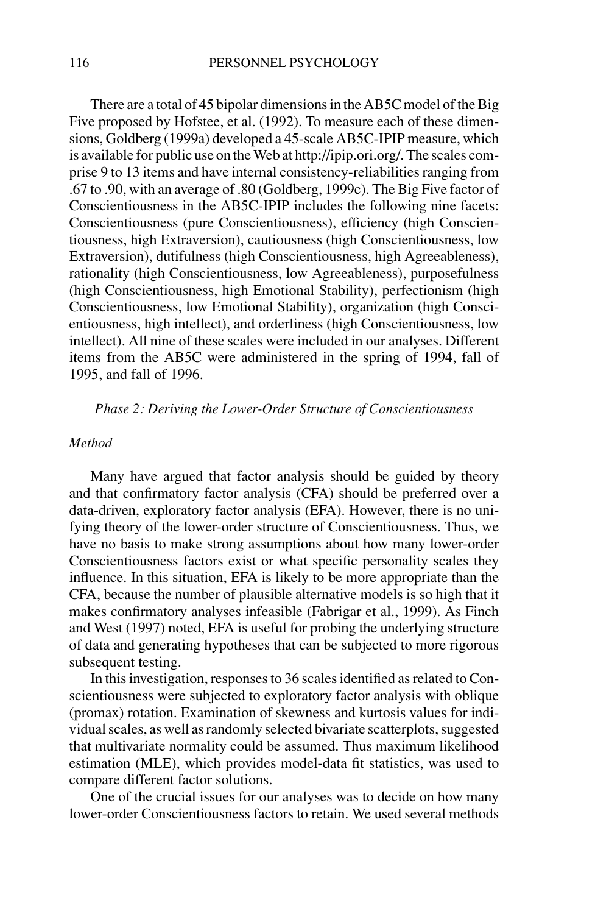There are a total of 45 bipolar dimensions in the AB5C model of the Big Five proposed by Hofstee, et al. (1992). To measure each of these dimensions, Goldberg (1999a) developed a 45-scale AB5C-IPIP measure, which is available for public use on the Web at http://ipip.ori.org/. The scales comprise 9 to 13 items and have internal consistency-reliabilities ranging from .67 to .90, with an average of .80 (Goldberg, 1999c). The Big Five factor of Conscientiousness in the AB5C-IPIP includes the following nine facets: Conscientiousness (pure Conscientiousness), efficiency (high Conscientiousness, high Extraversion), cautiousness (high Conscientiousness, low Extraversion), dutifulness (high Conscientiousness, high Agreeableness), rationality (high Conscientiousness, low Agreeableness), purposefulness (high Conscientiousness, high Emotional Stability), perfectionism (high Conscientiousness, low Emotional Stability), organization (high Conscientiousness, high intellect), and orderliness (high Conscientiousness, low intellect). All nine of these scales were included in our analyses. Different items from the AB5C were administered in the spring of 1994, fall of 1995, and fall of 1996.

## *Phase 2: Deriving the Lower-Order Structure of Conscientiousness*

### *Method*

Many have argued that factor analysis should be guided by theory and that confirmatory factor analysis (CFA) should be preferred over a data-driven, exploratory factor analysis (EFA). However, there is no unifying theory of the lower-order structure of Conscientiousness. Thus, we have no basis to make strong assumptions about how many lower-order Conscientiousness factors exist or what specific personality scales they influence. In this situation, EFA is likely to be more appropriate than the CFA, because the number of plausible alternative models is so high that it makes confirmatory analyses infeasible (Fabrigar et al., 1999). As Finch and West (1997) noted, EFA is useful for probing the underlying structure of data and generating hypotheses that can be subjected to more rigorous subsequent testing.

In this investigation, responses to 36 scales identified as related to Conscientiousness were subjected to exploratory factor analysis with oblique (promax) rotation. Examination of skewness and kurtosis values for individual scales, as well as randomly selected bivariate scatterplots, suggested that multivariate normality could be assumed. Thus maximum likelihood estimation (MLE), which provides model-data fit statistics, was used to compare different factor solutions.

One of the crucial issues for our analyses was to decide on how many lower-order Conscientiousness factors to retain. We used several methods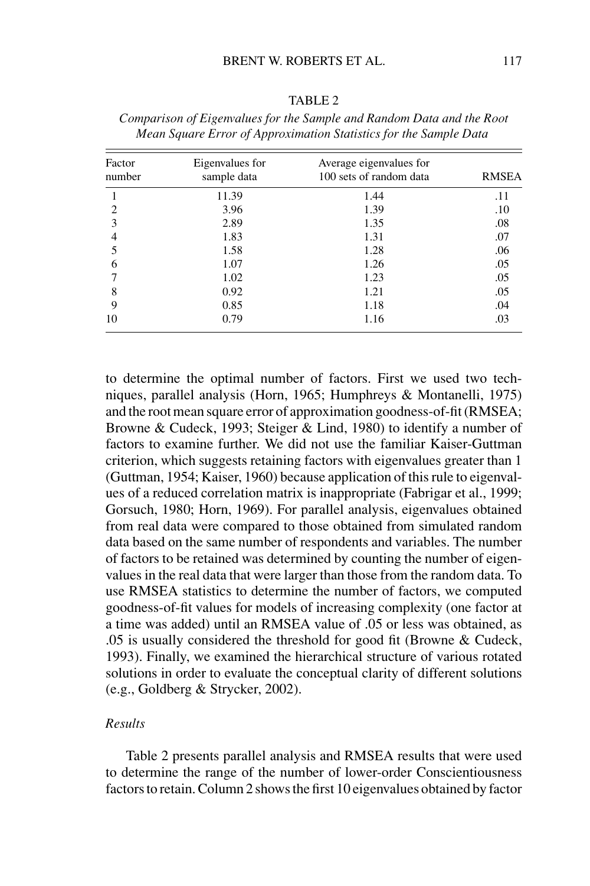TABLE 2

*Comparison of Eigenvalues for the Sample and Random Data and the Root Mean Square Error of Approximation Statistics for the Sample Data*

| Factor number | Eigenvalues for sample data | Average eigenvalues for 100 sets of random data | RMSEA |
|---|---|---|---|
| 1 | 11.39 | 1.44 | .11 |
| 2 | 3.96 | 1.39 | .10 |
| 3 | 2.89 | 1.35 | .08 |
| 4 | 1.83 | 1.31 | .07 |
| 5 | 1.58 | 1.28 | .06 |
| 6 | 1.07 | 1.26 | .05 |
| 7 | 1.02 | 1.23 | .05 |
| 8 | 0.92 | 1.21 | .05 |
| 9 | 0.85 | 1.18 | .04 |
| 10 | 0.79 | 1.16 | .03 |

to determine the optimal number of factors. First we used two techniques, parallel analysis (Horn, 1965; Humphreys & Montanelli, 1975) and the root mean square error of approximation goodness-of-fit (RMSEA; Browne & Cudeck, 1993; Steiger & Lind, 1980) to identify a number of factors to examine further. We did not use the familiar Kaiser-Guttman criterion, which suggests retaining factors with eigenvalues greater than 1 (Guttman, 1954; Kaiser, 1960) because application of this rule to eigenvalues of a reduced correlation matrix is inappropriate (Fabrigar et al., 1999; Gorsuch, 1980; Horn, 1969). For parallel analysis, eigenvalues obtained from real data were compared to those obtained from simulated random data based on the same number of respondents and variables. The number of factors to be retained was determined by counting the number of eigenvalues in the real data that were larger than those from the random data. To use RMSEA statistics to determine the number of factors, we computed goodness-of-fit values for models of increasing complexity (one factor at a time was added) until an RMSEA value of .05 or less was obtained, as .05 is usually considered the threshold for good fit (Browne & Cudeck, 1993). Finally, we examined the hierarchical structure of various rotated solutions in order to evaluate the conceptual clarity of different solutions (e.g., Goldberg & Strycker, 2002).

### *Results*

Table 2 presents parallel analysis and RMSEA results that were used to determine the range of the number of lower-order Conscientiousness factors to retain. Column 2 shows the first 10 eigenvalues obtained by factor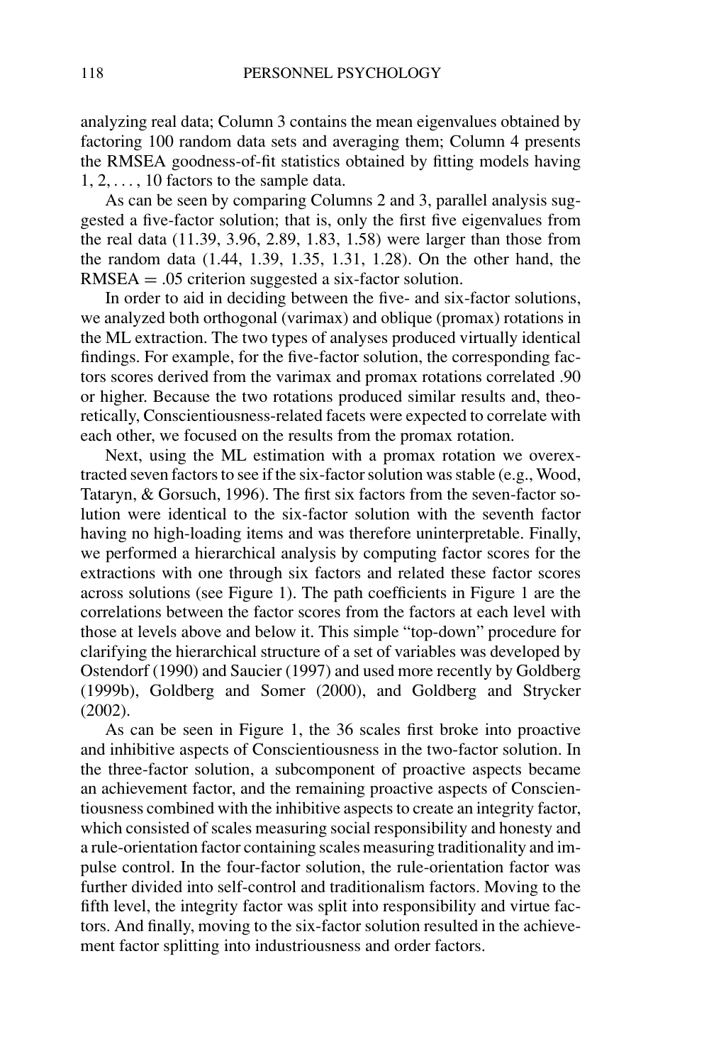analyzing real data; Column 3 contains the mean eigenvalues obtained by factoring 100 random data sets and averaging them; Column 4 presents the RMSEA goodness-of-fit statistics obtained by fitting models having 1, 2, . . . , 10 factors to the sample data.

As can be seen by comparing Columns 2 and 3, parallel analysis suggested a five-factor solution; that is, only the first five eigenvalues from the real data (11.39, 3.96, 2.89, 1.83, 1.58) were larger than those from the random data (1.44, 1.39, 1.35, 1.31, 1.28). On the other hand, the RMSEA = .05 criterion suggested a six-factor solution.

In order to aid in deciding between the five- and six-factor solutions, we analyzed both orthogonal (varimax) and oblique (promax) rotations in the ML extraction. The two types of analyses produced virtually identical findings. For example, for the five-factor solution, the corresponding factors scores derived from the varimax and promax rotations correlated .90 or higher. Because the two rotations produced similar results and, theoretically, Conscientiousness-related facets were expected to correlate with each other, we focused on the results from the promax rotation.

Next, using the ML estimation with a promax rotation we overextracted seven factors to see if the six-factor solution was stable (e.g., Wood, Tataryn, & Gorsuch, 1996). The first six factors from the seven-factor solution were identical to the six-factor solution with the seventh factor having no high-loading items and was therefore uninterpretable. Finally, we performed a hierarchical analysis by computing factor scores for the extractions with one through six factors and related these factor scores across solutions (see Figure 1). The path coefficients in Figure 1 are the correlations between the factor scores from the factors at each level with those at levels above and below it. This simple "top-down" procedure for clarifying the hierarchical structure of a set of variables was developed by Ostendorf (1990) and Saucier (1997) and used more recently by Goldberg (1999b), Goldberg and Somer (2000), and Goldberg and Strycker (2002).

As can be seen in Figure 1, the 36 scales first broke into proactive and inhibitive aspects of Conscientiousness in the two-factor solution. In the three-factor solution, a subcomponent of proactive aspects became an achievement factor, and the remaining proactive aspects of Conscientiousness combined with the inhibitive aspects to create an integrity factor, which consisted of scales measuring social responsibility and honesty and a rule-orientation factor containing scales measuring traditionality and impulse control. In the four-factor solution, the rule-orientation factor was further divided into self-control and traditionalism factors. Moving to the fifth level, the integrity factor was split into responsibility and virtue factors. And finally, moving to the six-factor solution resulted in the achievement factor splitting into industriousness and order factors.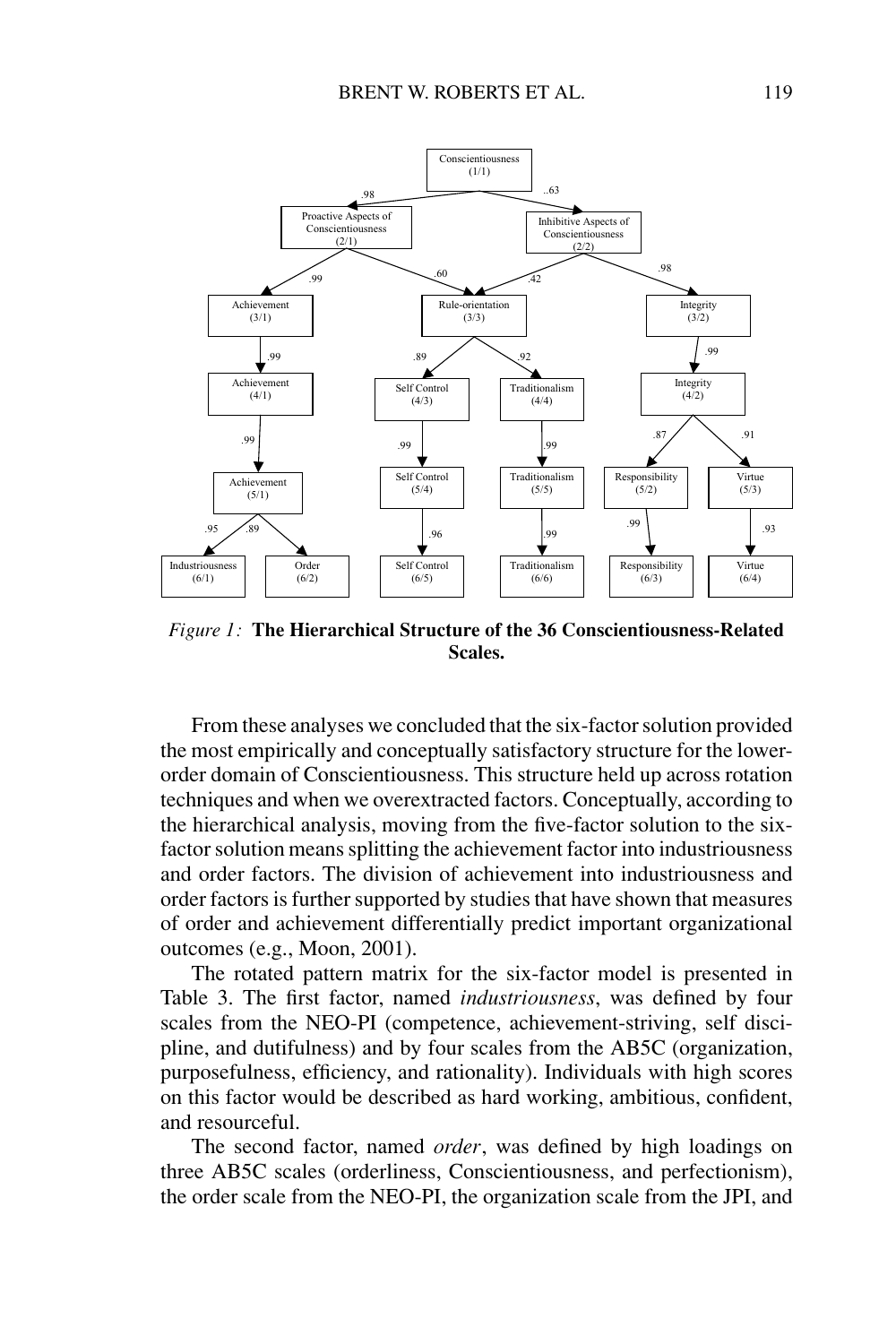*Figure 1:* **The Hierarchical Structure of the 36 Conscientiousness-Related Scales.**

From these analyses we concluded that the six-factor solution provided the most empirically and conceptually satisfactory structure for the lower-order domain of Conscientiousness. This structure held up across rotation techniques and when we overextracted factors. Conceptually, according to the hierarchical analysis, moving from the five-factor solution to the six-factor solution means splitting the achievement factor into industriousness and order factors. The division of achievement into industriousness and order factors is further supported by studies that have shown that measures of order and achievement differentially predict important organizational outcomes (e.g., Moon, 2001).

The rotated pattern matrix for the six-factor model is presented in Table 3. The first factor, named *industriousness*, was defined by four scales from the NEO-PI (competence, achievement-striving, self discipline, and dutifulness) and by four scales from the AB5C (organization, purposefulness, efficiency, and rationality). Individuals with high scores on this factor would be described as hard working, ambitious, confident, and resourceful.

The second factor, named *order*, was defined by high loadings on three AB5C scales (orderliness, Conscientiousness, and perfectionism), the order scale from the NEO-PI, the organization scale from the JPI, and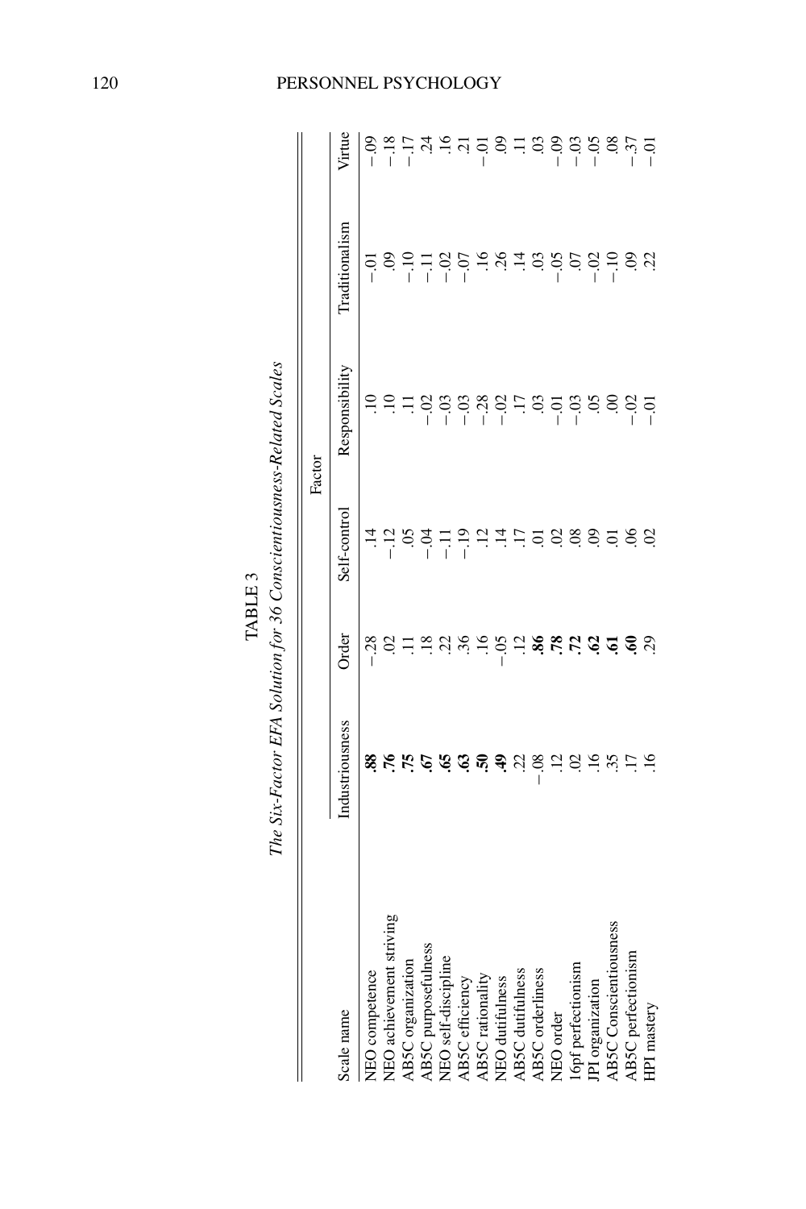TABLE 3

*The Six-Factor EFA Solution for 36 Conscientiousness-Related Scales*

| Scale name | Factor | | | | | |
|---|---|---|---|---|---|---|
| | Industriousness | Order | Self-control | Responsibility | Traditionalism | Virtue |
| NEO competence | **.88** | −.28 | .14 | .10 | −.01 | −.09 |
| NEO achievement striving | **.76** | .02 | −.12 | .10 | .09 | −.18 |
| AB5C organization | **.75** | .11 | .05 | .11 | −.10 | −.17 |
| AB5C purposefulness | **.67** | .18 | −.04 | −.02 | −.11 | .24 |
| NEO self-discipline | **.65** | .22 | −.11 | −.03 | −.02 | .16 |
| AB5C efficiency | **.63** | .36 | −.19 | −.03 | −.07 | .21 |
| AB5C rationality | **.50** | .16 | .12 | −.28 | .16 | −.01 |
| NEO dutifulness | **.49** | −.05 | .14 | −.02 | .26 | .09 |
| AB5C dutifulness | .22 | .12 | .17 | .17 | .14 | .11 |
| AB5C orderliness | −.08 | **.86** | .01 | .03 | .03 | .03 |
| NEO order | .12 | **.78** | .02 | −.01 | −.05 | −.09 |
| 16pf perfectionism | .02 | **.72** | .08 | −.03 | .07 | −.03 |
| JPI organization | .16 | **.62** | .09 | .05 | −.02 | −.05 |
| AB5C Conscientiousness | .35 | **.61** | .01 | .00 | −.10 | .08 |
| AB5C perfectionism | .17 | **.60** | .06 | −.02 | .09 | −.37 |
| HPI mastery | .16 | .29 | .02 | −.01 | .22 | −.01 |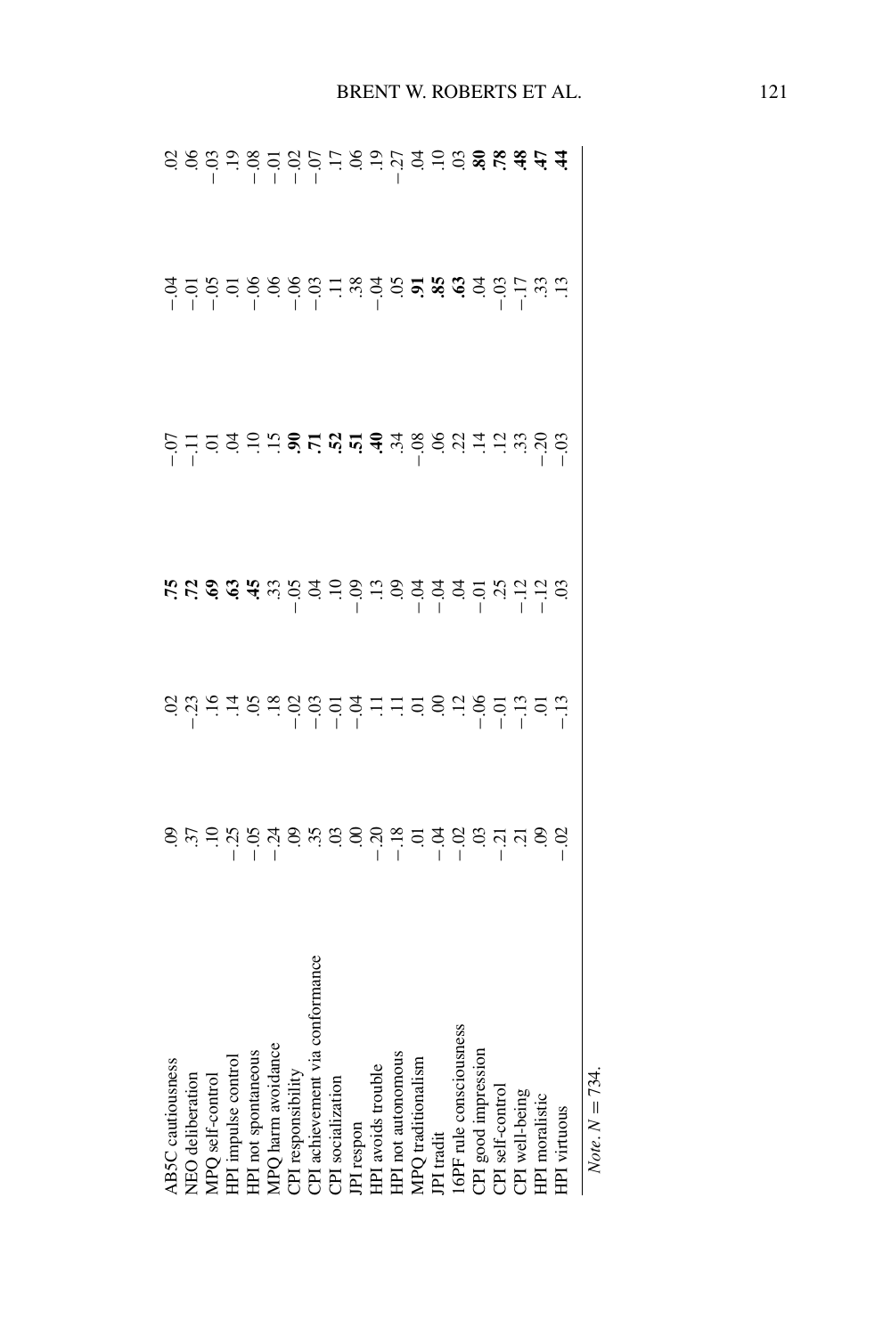| | | | | | | |
|---|---|---|---|---|---|---|
| AB5C cautiousness | .09 | .02 | **.75** | −.07 | −.04 | .02 |
| NEO deliberation | .37 | −.23 | **.72** | −.11 | −.01 | .06 |
| MPQ self-control | .10 | .16 | **.69** | .01 | −.05 | −.03 |
| HPI impulse control | −.25 | .14 | **.63** | .04 | .01 | .19 |
| HPI not spontaneous | −.05 | .05 | **.45** | .10 | −.06 | −.08 |
| MPQ harm avoidance | −.24 | .18 | .33 | .15 | .06 | −.01 |
| CPI responsibility | .09 | −.02 | −.05 | **.90** | −.06 | −.02 |
| CPI achievement via conformance | .35 | −.03 | .04 | **.71** | −.03 | −.07 |
| CPI socialization | .03 | −.01 | .10 | **.52** | .11 | .17 |
| JPI respon | .00 | −.04 | −.09 | **.51** | .38 | .06 |
| HPI avoids trouble | −.20 | .11 | .13 | **.40** | −.04 | .19 |
| HPI not autonomous | −.18 | .11 | .09 | .34 | .05 | −.27 |
| MPQ traditionalism | .01 | .01 | −.04 | −.08 | **.91** | .04 |
| JPI tradit | −.04 | .00 | −.04 | .06 | **.85** | .10 |
| 16PF rule consciousness | −.02 | .12 | .04 | .22 | **.63** | .03 |
| CPI good impression | .03 | −.06 | −.01 | .14 | .04 | **.80** |
| CPI self-control | −.21 | −.01 | .25 | .12 | −.03 | **.78** |
| CPI well-being | .21 | −.13 | −.12 | .33 | −.17 | **.48** |
| HPI moralistic | .09 | .01 | −.12 | −.20 | .33 | **.47** |
| HPI virtuous | −.02 | −.13 | .03 | −.03 | .13 | **.44** |

*Note.* $N = 734$.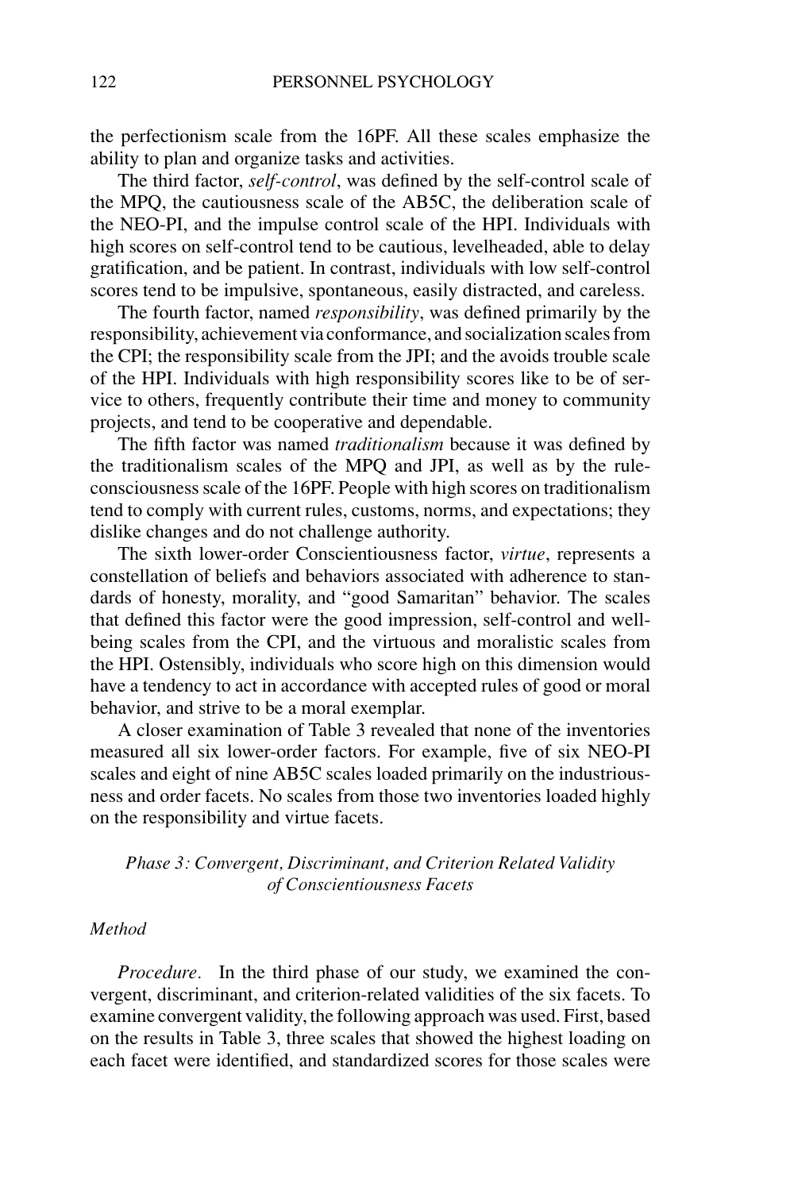the perfectionism scale from the 16PF. All these scales emphasize the ability to plan and organize tasks and activities.

The third factor, *self-control*, was defined by the self-control scale of the MPQ, the cautiousness scale of the AB5C, the deliberation scale of the NEO-PI, and the impulse control scale of the HPI. Individuals with high scores on self-control tend to be cautious, levelheaded, able to delay gratification, and be patient. In contrast, individuals with low self-control scores tend to be impulsive, spontaneous, easily distracted, and careless.

The fourth factor, named *responsibility*, was defined primarily by the responsibility, achievement via conformance, and socialization scales from the CPI; the responsibility scale from the JPI; and the avoids trouble scale of the HPI. Individuals with high responsibility scores like to be of service to others, frequently contribute their time and money to community projects, and tend to be cooperative and dependable.

The fifth factor was named *traditionalism* because it was defined by the traditionalism scales of the MPQ and JPI, as well as by the rule-consciousness scale of the 16PF. People with high scores on traditionalism tend to comply with current rules, customs, norms, and expectations; they dislike changes and do not challenge authority.

The sixth lower-order Conscientiousness factor, *virtue*, represents a constellation of beliefs and behaviors associated with adherence to standards of honesty, morality, and "good Samaritan" behavior. The scales that defined this factor were the good impression, self-control and well-being scales from the CPI, and the virtuous and moralistic scales from the HPI. Ostensibly, individuals who score high on this dimension would have a tendency to act in accordance with accepted rules of good or moral behavior, and strive to be a moral exemplar.

A closer examination of Table 3 revealed that none of the inventories measured all six lower-order factors. For example, five of six NEO-PI scales and eight of nine AB5C scales loaded primarily on the industriousness and order facets. No scales from those two inventories loaded highly on the responsibility and virtue facets.

### *Phase 3: Convergent, Discriminant, and Criterion Related Validity of Conscientiousness Facets*

#### *Method*

*Procedure*. In the third phase of our study, we examined the convergent, discriminant, and criterion-related validities of the six facets. To examine convergent validity, the following approach was used. First, based on the results in Table 3, three scales that showed the highest loading on each facet were identified, and standardized scores for those scales were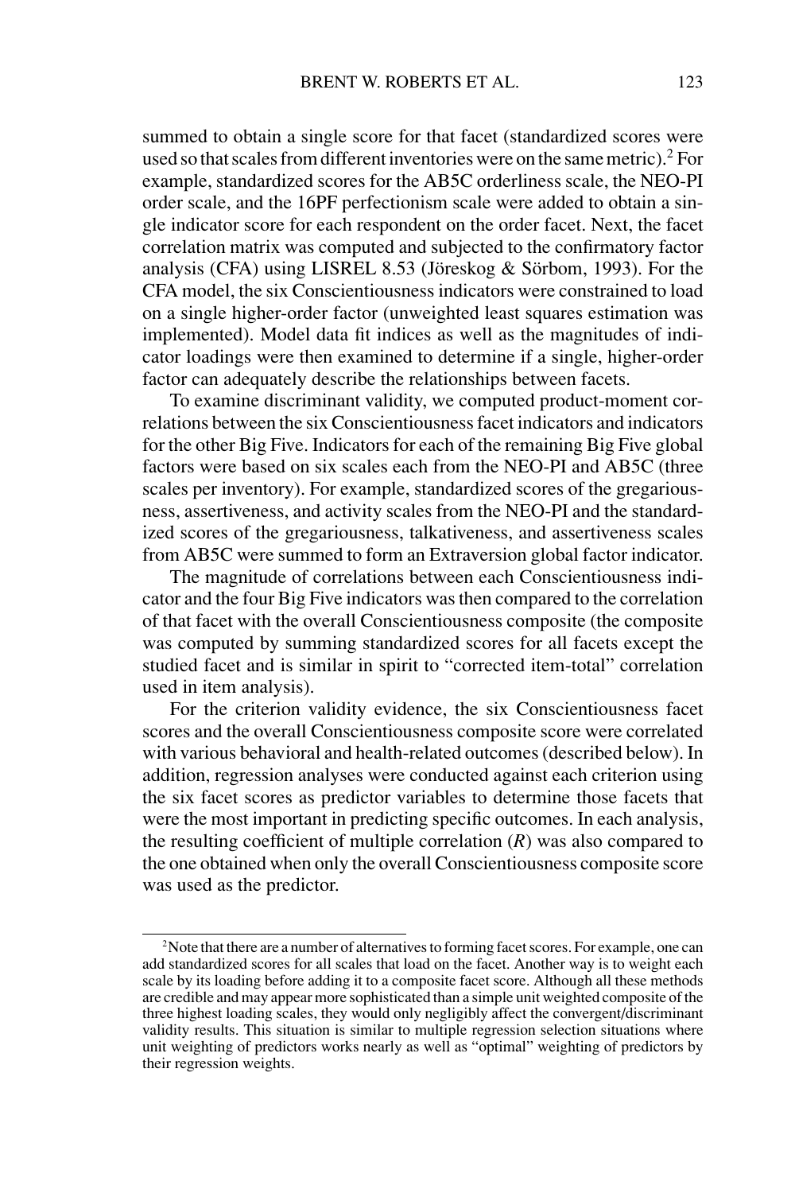summed to obtain a single score for that facet (standardized scores were used so that scales from different inventories were on the same metric).[2] For example, standardized scores for the AB5C orderliness scale, the NEO-PI order scale, and the 16PF perfectionism scale were added to obtain a single indicator score for each respondent on the order facet. Next, the facet correlation matrix was computed and subjected to the confirmatory factor analysis (CFA) using LISREL 8.53 (Jöreskog & Sörbom, 1993). For the CFA model, the six Conscientiousness indicators were constrained to load on a single higher-order factor (unweighted least squares estimation was implemented). Model data fit indices as well as the magnitudes of indicator loadings were then examined to determine if a single, higher-order factor can adequately describe the relationships between facets.

To examine discriminant validity, we computed product-moment correlations between the six Conscientiousness facet indicators and indicators for the other Big Five. Indicators for each of the remaining Big Five global factors were based on six scales each from the NEO-PI and AB5C (three scales per inventory). For example, standardized scores of the gregariousness, assertiveness, and activity scales from the NEO-PI and the standardized scores of the gregariousness, talkativeness, and assertiveness scales from AB5C were summed to form an Extraversion global factor indicator.

The magnitude of correlations between each Conscientiousness indicator and the four Big Five indicators was then compared to the correlation of that facet with the overall Conscientiousness composite (the composite was computed by summing standardized scores for all facets except the studied facet and is similar in spirit to "corrected item-total" correlation used in item analysis).

For the criterion validity evidence, the six Conscientiousness facet scores and the overall Conscientiousness composite score were correlated with various behavioral and health-related outcomes (described below). In addition, regression analyses were conducted against each criterion using the six facet scores as predictor variables to determine those facets that were the most important in predicting specific outcomes. In each analysis, the resulting coefficient of multiple correlation ($R$) was also compared to the one obtained when only the overall Conscientiousness composite score was used as the predictor.

---

[2] Note that there are a number of alternatives to forming facet scores. For example, one can add standardized scores for all scales that load on the facet. Another way is to weight each scale by its loading before adding it to a composite facet score. Although all these methods are credible and may appear more sophisticated than a simple unit weighted composite of the three highest loading scales, they would only negligibly affect the convergent/discriminant validity results. This situation is similar to multiple regression selection situations where unit weighting of predictors works nearly as well as "optimal" weighting of predictors by their regression weights.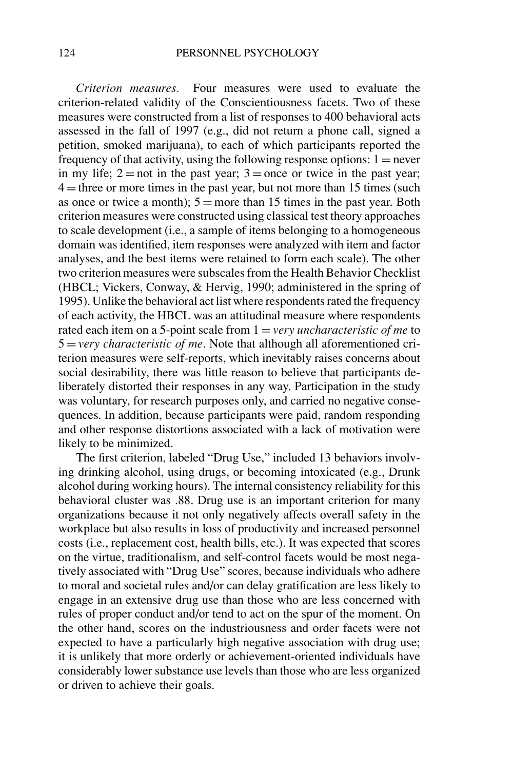*Criterion measures.* Four measures were used to evaluate the criterion-related validity of the Conscientiousness facets. Two of these measures were constructed from a list of responses to 400 behavioral acts assessed in the fall of 1997 (e.g., did not return a phone call, signed a petition, smoked marijuana), to each of which participants reported the frequency of that activity, using the following response options: 1 = never in my life; 2 = not in the past year; 3 = once or twice in the past year; 4 = three or more times in the past year, but not more than 15 times (such as once or twice a month); 5 = more than 15 times in the past year. Both criterion measures were constructed using classical test theory approaches to scale development (i.e., a sample of items belonging to a homogeneous domain was identified, item responses were analyzed with item and factor analyses, and the best items were retained to form each scale). The other two criterion measures were subscales from the Health Behavior Checklist (HBCL; Vickers, Conway, & Hervig, 1990; administered in the spring of 1995). Unlike the behavioral act list where respondents rated the frequency of each activity, the HBCL was an attitudinal measure where respondents rated each item on a 5-point scale from 1 = *very uncharacteristic of me* to 5 = *very characteristic of me*. Note that although all aforementioned criterion measures were self-reports, which inevitably raises concerns about social desirability, there was little reason to believe that participants deliberately distorted their responses in any way. Participation in the study was voluntary, for research purposes only, and carried no negative consequences. In addition, because participants were paid, random responding and other response distortions associated with a lack of motivation were likely to be minimized.

The first criterion, labeled "Drug Use," included 13 behaviors involving drinking alcohol, using drugs, or becoming intoxicated (e.g., Drunk alcohol during working hours). The internal consistency reliability for this behavioral cluster was .88. Drug use is an important criterion for many organizations because it not only negatively affects overall safety in the workplace but also results in loss of productivity and increased personnel costs (i.e., replacement cost, health bills, etc.). It was expected that scores on the virtue, traditionalism, and self-control facets would be most negatively associated with "Drug Use" scores, because individuals who adhere to moral and societal rules and/or can delay gratification are less likely to engage in an extensive drug use than those who are less concerned with rules of proper conduct and/or tend to act on the spur of the moment. On the other hand, scores on the industriousness and order facets were not expected to have a particularly high negative association with drug use; it is unlikely that more orderly or achievement-oriented individuals have considerably lower substance use levels than those who are less organized or driven to achieve their goals.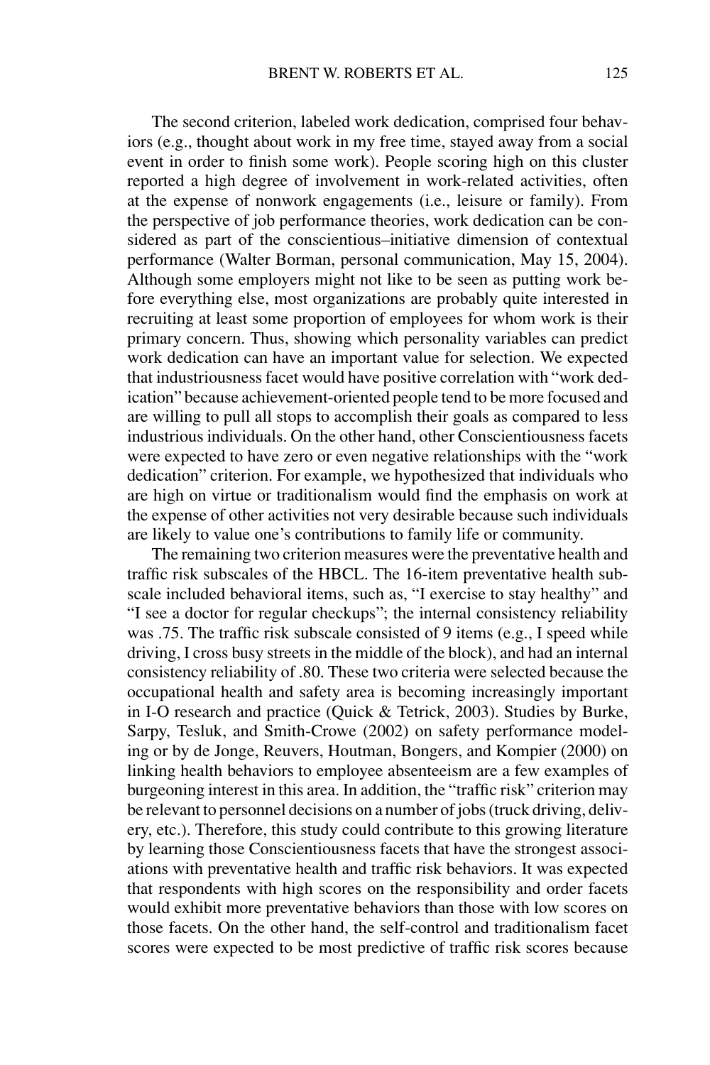The second criterion, labeled work dedication, comprised four behaviors (e.g., thought about work in my free time, stayed away from a social event in order to finish some work). People scoring high on this cluster reported a high degree of involvement in work-related activities, often at the expense of nonwork engagements (i.e., leisure or family). From the perspective of job performance theories, work dedication can be considered as part of the conscientious–initiative dimension of contextual performance (Walter Borman, personal communication, May 15, 2004). Although some employers might not like to be seen as putting work before everything else, most organizations are probably quite interested in recruiting at least some proportion of employees for whom work is their primary concern. Thus, showing which personality variables can predict work dedication can have an important value for selection. We expected that industriousness facet would have positive correlation with "work dedication" because achievement-oriented people tend to be more focused and are willing to pull all stops to accomplish their goals as compared to less industrious individuals. On the other hand, other Conscientiousness facets were expected to have zero or even negative relationships with the "work dedication" criterion. For example, we hypothesized that individuals who are high on virtue or traditionalism would find the emphasis on work at the expense of other activities not very desirable because such individuals are likely to value one's contributions to family life or community.

The remaining two criterion measures were the preventative health and traffic risk subscales of the HBCL. The 16-item preventative health subscale included behavioral items, such as, "I exercise to stay healthy" and "I see a doctor for regular checkups"; the internal consistency reliability was .75. The traffic risk subscale consisted of 9 items (e.g., I speed while driving, I cross busy streets in the middle of the block), and had an internal consistency reliability of .80. These two criteria were selected because the occupational health and safety area is becoming increasingly important in I-O research and practice (Quick & Tetrick, 2003). Studies by Burke, Sarpy, Tesluk, and Smith-Crowe (2002) on safety performance modeling or by de Jonge, Reuvers, Houtman, Bongers, and Kompier (2000) on linking health behaviors to employee absenteeism are a few examples of burgeoning interest in this area. In addition, the "traffic risk" criterion may be relevant to personnel decisions on a number of jobs (truck driving, delivery, etc.). Therefore, this study could contribute to this growing literature by learning those Conscientiousness facets that have the strongest associations with preventative health and traffic risk behaviors. It was expected that respondents with high scores on the responsibility and order facets would exhibit more preventative behaviors than those with low scores on those facets. On the other hand, the self-control and traditionalism facet scores were expected to be most predictive of traffic risk scores because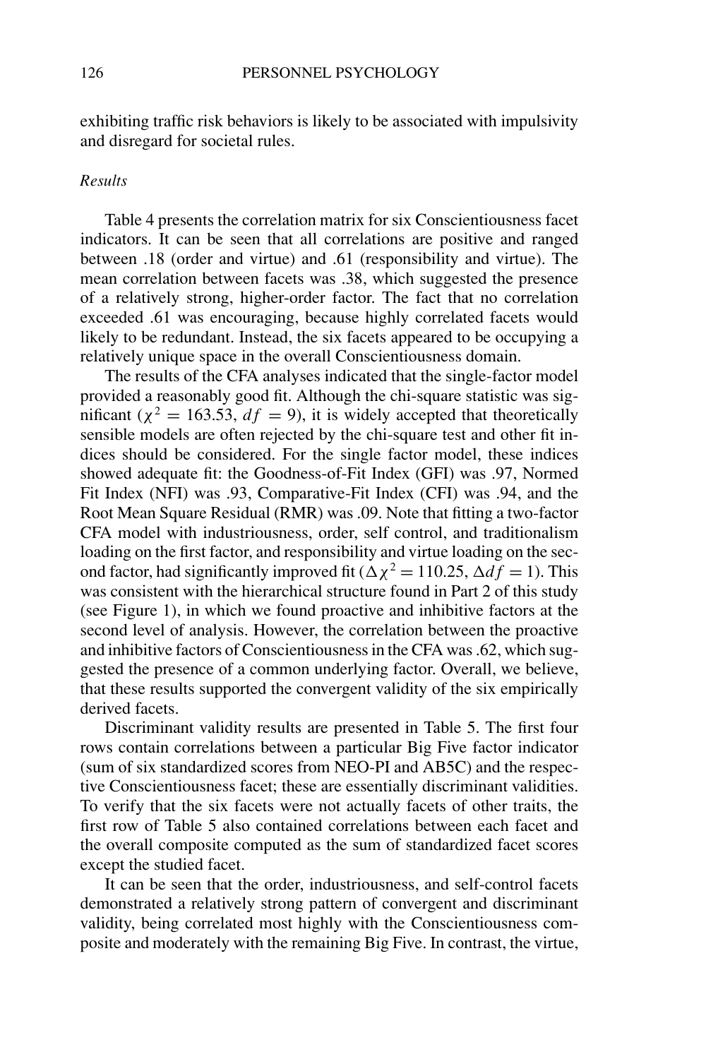exhibiting traffic risk behaviors is likely to be associated with impulsivity and disregard for societal rules.

*Results*

Table 4 presents the correlation matrix for six Conscientiousness facet indicators. It can be seen that all correlations are positive and ranged between .18 (order and virtue) and .61 (responsibility and virtue). The mean correlation between facets was .38, which suggested the presence of a relatively strong, higher-order factor. The fact that no correlation exceeded .61 was encouraging, because highly correlated facets would likely to be redundant. Instead, the six facets appeared to be occupying a relatively unique space in the overall Conscientiousness domain.

The results of the CFA analyses indicated that the single-factor model provided a reasonably good fit. Although the chi-square statistic was significant ($\chi^2 = 163.53$, $df = 9$), it is widely accepted that theoretically sensible models are often rejected by the chi-square test and other fit indices should be considered. For the single factor model, these indices showed adequate fit: the Goodness-of-Fit Index (GFI) was .97, Normed Fit Index (NFI) was .93, Comparative-Fit Index (CFI) was .94, and the Root Mean Square Residual (RMR) was .09. Note that fitting a two-factor CFA model with industriousness, order, self control, and traditionalism loading on the first factor, and responsibility and virtue loading on the second factor, had significantly improved fit ($\Delta\chi^2 = 110.25$, $\Delta df = 1$). This was consistent with the hierarchical structure found in Part 2 of this study (see Figure 1), in which we found proactive and inhibitive factors at the second level of analysis. However, the correlation between the proactive and inhibitive factors of Conscientiousness in the CFA was .62, which suggested the presence of a common underlying factor. Overall, we believe, that these results supported the convergent validity of the six empirically derived facets.

Discriminant validity results are presented in Table 5. The first four rows contain correlations between a particular Big Five factor indicator (sum of six standardized scores from NEO-PI and AB5C) and the respective Conscientiousness facet; these are essentially discriminant validities. To verify that the six facets were not actually facets of other traits, the first row of Table 5 also contained correlations between each facet and the overall composite computed as the sum of standardized facet scores except the studied facet.

It can be seen that the order, industriousness, and self-control facets demonstrated a relatively strong pattern of convergent and discriminant validity, being correlated most highly with the Conscientiousness composite and moderately with the remaining Big Five. In contrast, the virtue,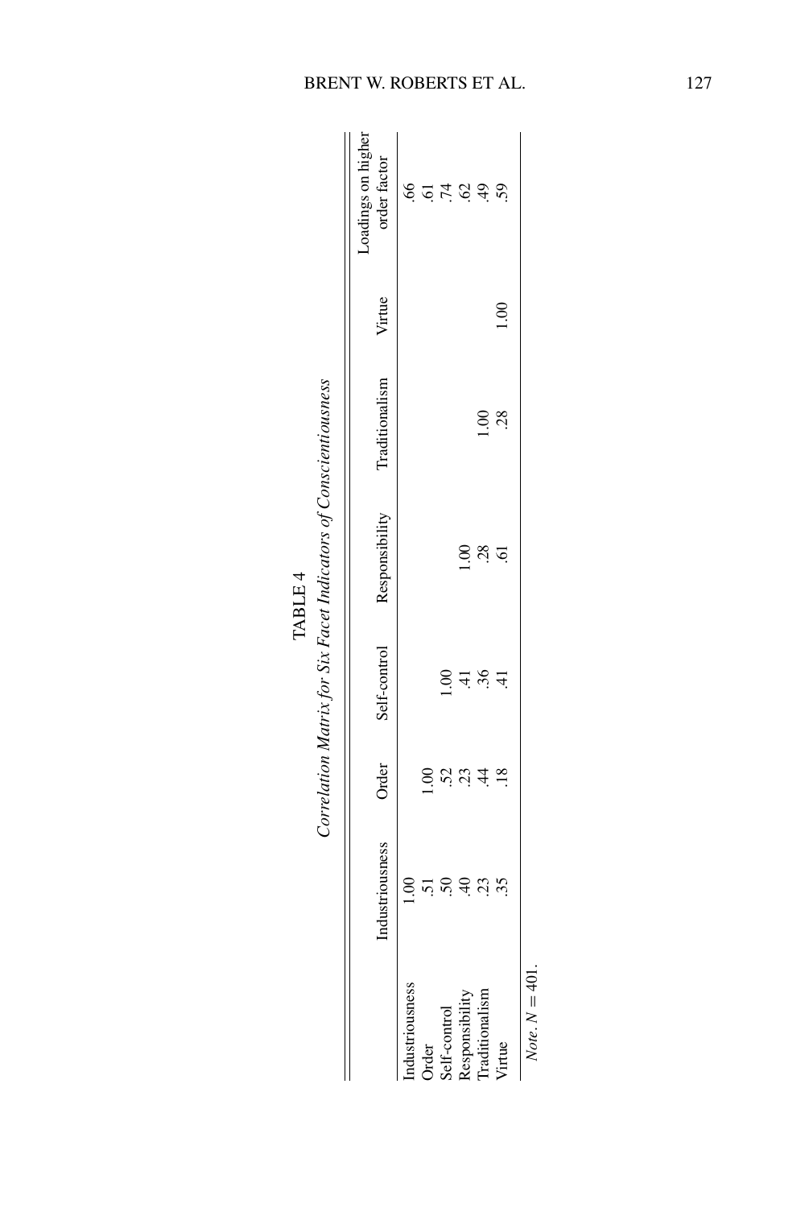TABLE 4

*Correlation Matrix for Six Facet Indicators of Conscientiousness*

| | Industriousness | Order | Self-control | Responsibility | Traditionalism | Virtue | Loadings on higher order factor |
|---|---|---|---|---|---|---|---|
| Industriousness | 1.00 | | | | | | .66 |
| Order | .51 | 1.00 | | | | | .61 |
| Self-control | .50 | .52 | 1.00 | | | | .74 |
| Responsibility | .40 | .23 | .41 | 1.00 | | | .62 |
| Traditionalism | .23 | .44 | .36 | .28 | 1.00 | | .49 |
| Virtue | .35 | .18 | .41 | .61 | .28 | 1.00 | .59 |

*Note*. $N = 401$.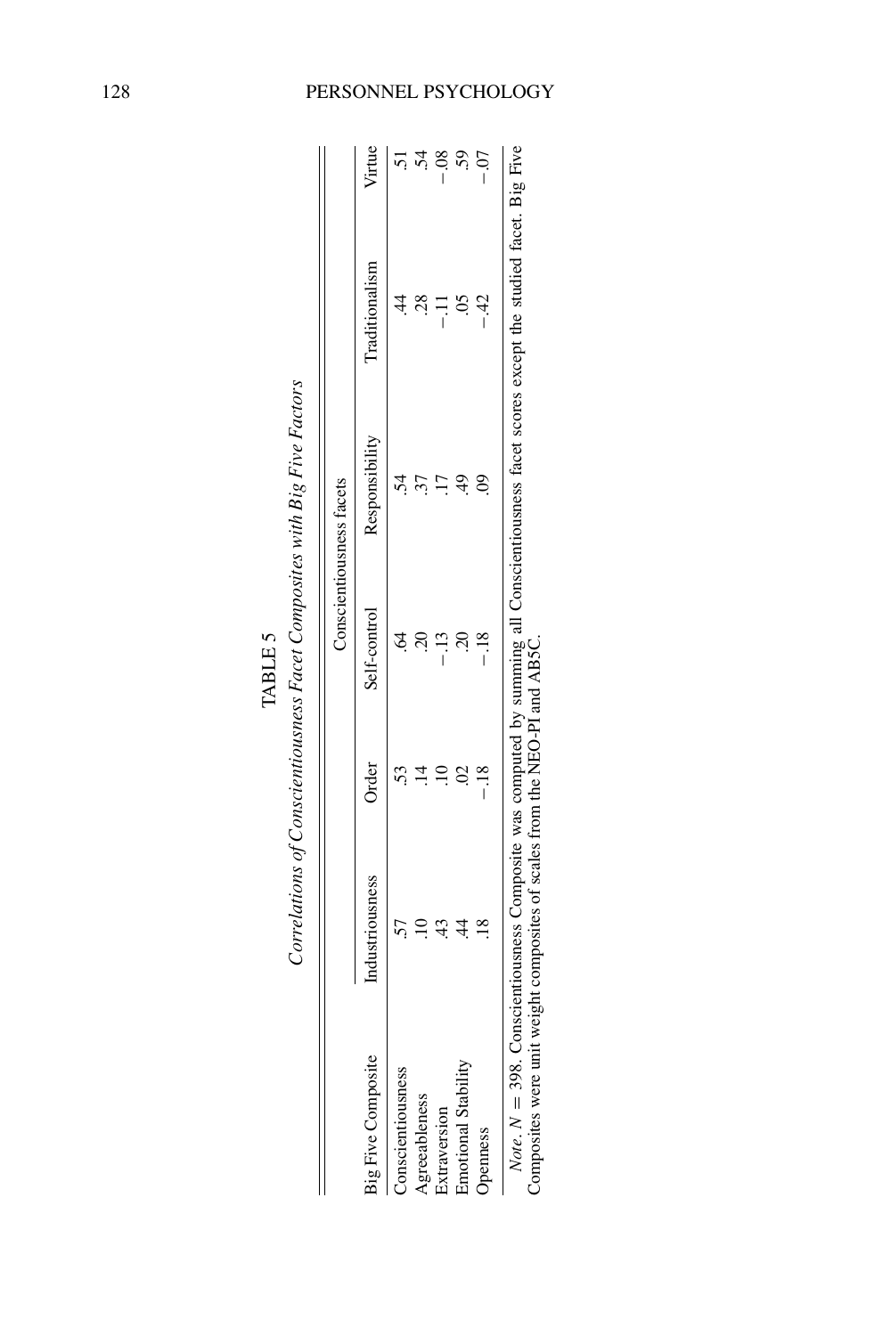TABLE 5

*Correlations of Conscientiousness Facet Composites with Big Five Factors*

| Big Five Composite | Conscientiousness facets | | | | | |
|---|---|---|---|---|---|---|
| | Industriousness | Order | Self-control | Responsibility | Traditionalism | Virtue |
| Conscientiousness | .57 | .53 | .64 | .54 | .44 | .51 |
| Agreeableness | .10 | .14 | .20 | .37 | .28 | .54 |
| Extraversion | .43 | .10 | −.13 | .17 | −.11 | −.08 |
| Emotional Stability | .44 | .02 | .20 | .49 | .05 | .59 |
| Openness | .18 | −.18 | −.18 | .09 | −.42 | −.07 |

*Note*. $N = 398$. Conscientiousness Composite was computed by summing all Conscientiousness facet scores except the studied facet. Big Five Composites were unit weight composites of scales from the NEO-PI and AB5C.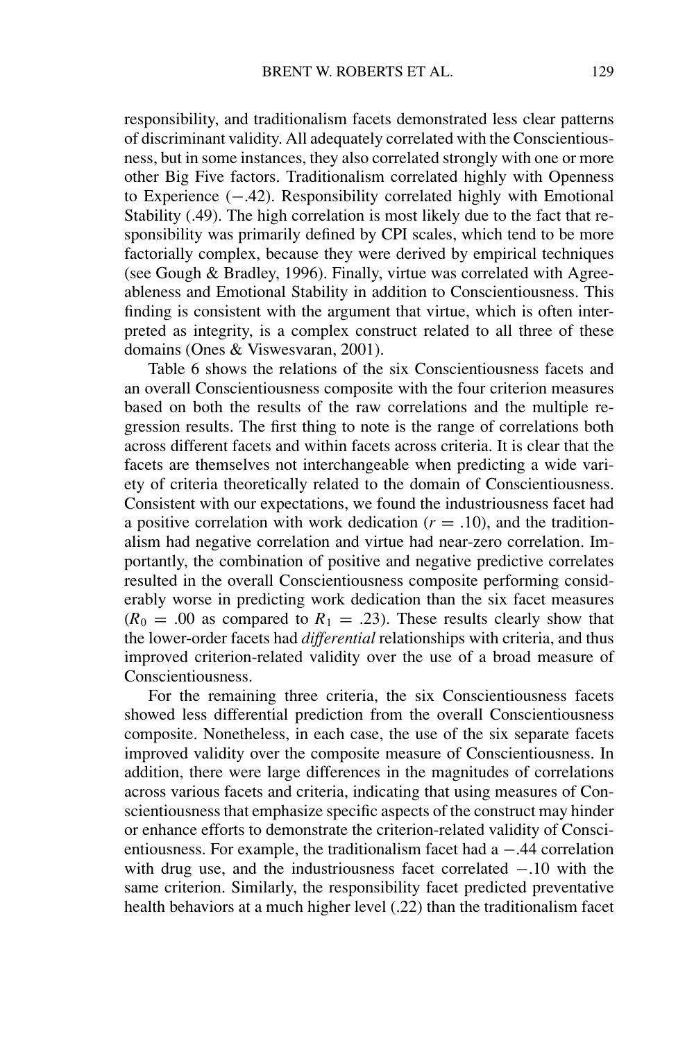responsibility, and traditionalism facets demonstrated less clear patterns of discriminant validity. All adequately correlated with the Conscientiousness, but in some instances, they also correlated strongly with one or more other Big Five factors. Traditionalism correlated highly with Openness to Experience (−.42). Responsibility correlated highly with Emotional Stability (.49). The high correlation is most likely due to the fact that responsibility was primarily defined by CPI scales, which tend to be more factorially complex, because they were derived by empirical techniques (see Gough & Bradley, 1996). Finally, virtue was correlated with Agreeableness and Emotional Stability in addition to Conscientiousness. This finding is consistent with the argument that virtue, which is often interpreted as integrity, is a complex construct related to all three of these domains (Ones & Viswesvaran, 2001).

Table 6 shows the relations of the six Conscientiousness facets and an overall Conscientiousness composite with the four criterion measures based on both the results of the raw correlations and the multiple regression results. The first thing to note is the range of correlations both across different facets and within facets across criteria. It is clear that the facets are themselves not interchangeable when predicting a wide variety of criteria theoretically related to the domain of Conscientiousness. Consistent with our expectations, we found the industriousness facet had a positive correlation with work dedication ($r = .10$), and the traditionalism had negative correlation and virtue had near-zero correlation. Importantly, the combination of positive and negative predictive correlates resulted in the overall Conscientiousness composite performing considerably worse in predicting work dedication than the six facet measures ($R_0 = .00$ as compared to $R_1 = .23$). These results clearly show that the lower-order facets had *differential* relationships with criteria, and thus improved criterion-related validity over the use of a broad measure of Conscientiousness.

For the remaining three criteria, the six Conscientiousness facets showed less differential prediction from the overall Conscientiousness composite. Nonetheless, in each case, the use of the six separate facets improved validity over the composite measure of Conscientiousness. In addition, there were large differences in the magnitudes of correlations across various facets and criteria, indicating that using measures of Conscientiousness that emphasize specific aspects of the construct may hinder or enhance efforts to demonstrate the criterion-related validity of Conscientiousness. For example, the traditionalism facet had a −.44 correlation with drug use, and the industriousness facet correlated −.10 with the same criterion. Similarly, the responsibility facet predicted preventative health behaviors at a much higher level (.22) than the traditionalism facet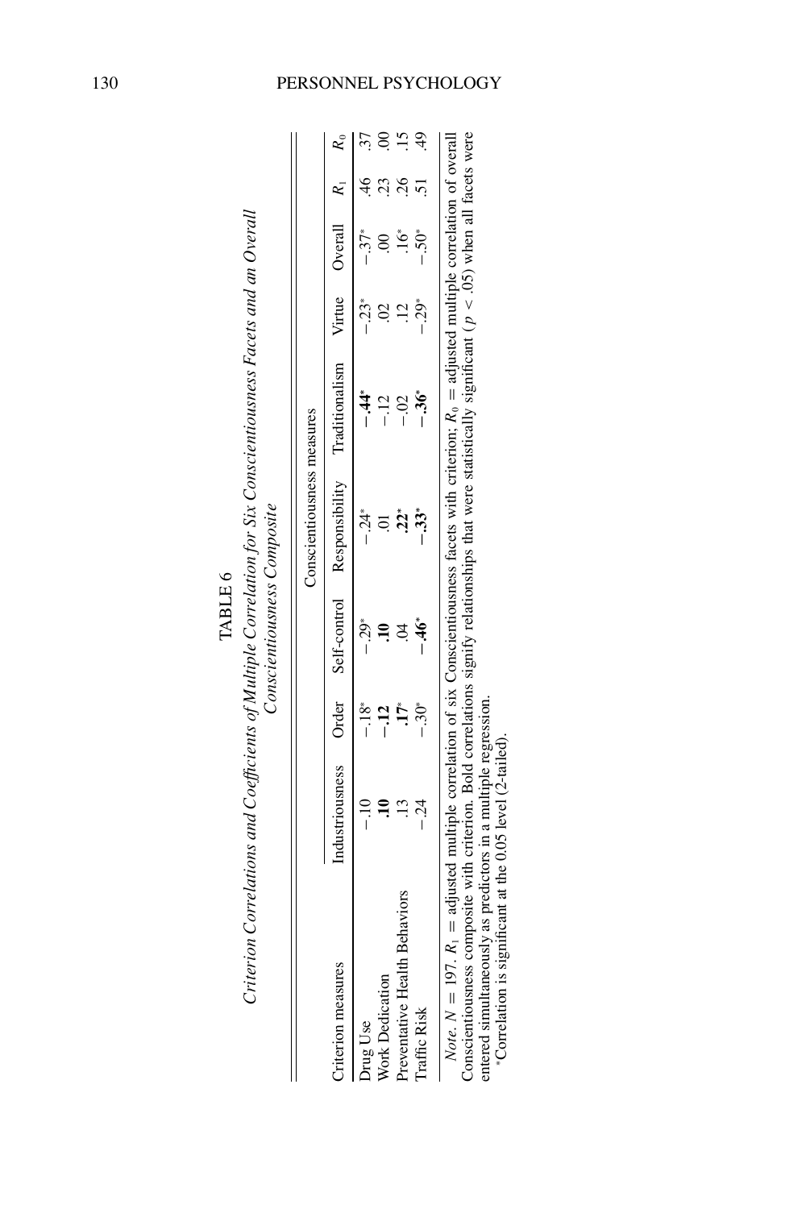TABLE 6

*Criterion Correlations and Coefficients of Multiple Correlation for Six Conscientiousness Facets and an Overall Conscientiousness Composite*

| | Conscientiousness measures | | | | | | | | |
|---|---|---|---|---|---|---|---|---|---|
| Criterion measures | Industriousness | Order | Self-control | Responsibility | Traditionalism | Virtue | Overall | $R_1$ | $R_0$ |
| Drug Use | −.10 | −.18* | −.29* | −.24* | **−.44*** | −.23* | −.37* | .46 | .37 |
| Work Dedication | **.10** | **−.12** | **.10** | .01 | −.12 | .02 | .00 | .23 | .00 |
| Preventative Health Behaviors | .13 | **.17*** | .04 | **.22*** | −.02 | .12 | .16* | .26 | .15 |
| Traffic Risk | −.24 | −.30* | **−.46*** | **−.33*** | **−.36*** | −.29* | −.50* | .51 | .49 |

*Note.* $N = 197$. $R_1$ = adjusted multiple correlation of six Conscientiousness facets with criterion; $R_0$ = adjusted multiple correlation of overall Conscientiousness composite with criterion. Bold correlations signify relationships that were statistically significant ($p < .05$) when all facets were entered simultaneously as predictors in a multiple regression.

*Correlation is significant at the 0.05 level (2-tailed).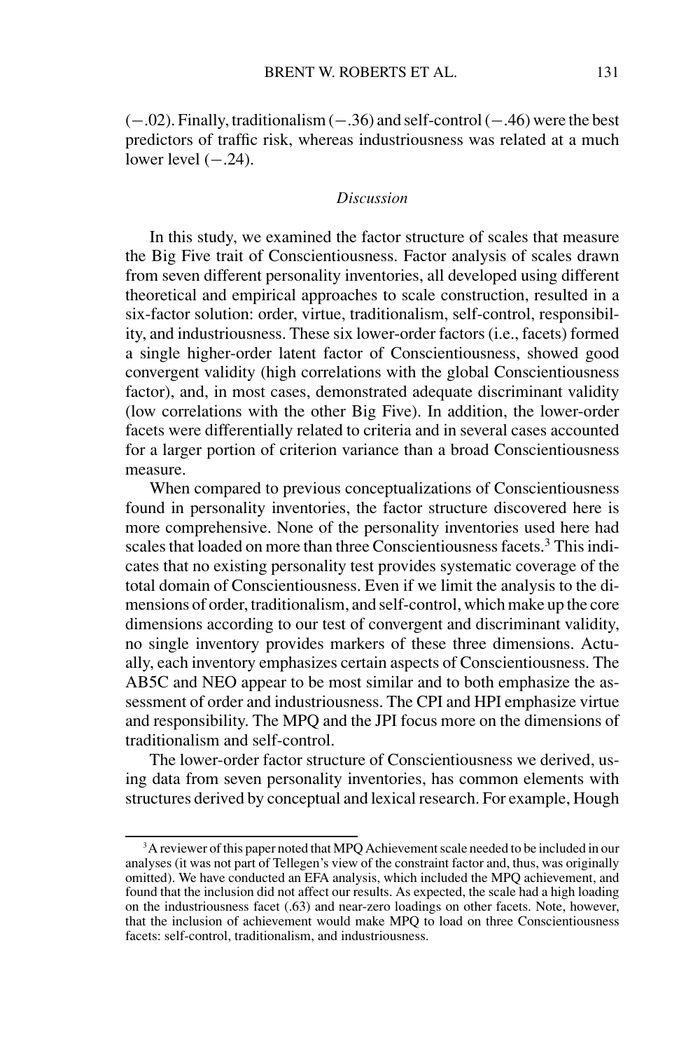(−.02). Finally, traditionalism (−.36) and self-control (−.46) were the best predictors of traffic risk, whereas industriousness was related at a much lower level (−.24).

### *Discussion*

In this study, we examined the factor structure of scales that measure the Big Five trait of Conscientiousness. Factor analysis of scales drawn from seven different personality inventories, all developed using different theoretical and empirical approaches to scale construction, resulted in a six-factor solution: order, virtue, traditionalism, self-control, responsibility, and industriousness. These six lower-order factors (i.e., facets) formed a single higher-order latent factor of Conscientiousness, showed good convergent validity (high correlations with the global Conscientiousness factor), and, in most cases, demonstrated adequate discriminant validity (low correlations with the other Big Five). In addition, the lower-order facets were differentially related to criteria and in several cases accounted for a larger portion of criterion variance than a broad Conscientiousness measure.

When compared to previous conceptualizations of Conscientiousness found in personality inventories, the factor structure discovered here is more comprehensive. None of the personality inventories used here had scales that loaded on more than three Conscientiousness facets.[3] This indicates that no existing personality test provides systematic coverage of the total domain of Conscientiousness. Even if we limit the analysis to the dimensions of order, traditionalism, and self-control, which make up the core dimensions according to our test of convergent and discriminant validity, no single inventory provides markers of these three dimensions. Actually, each inventory emphasizes certain aspects of Conscientiousness. The AB5C and NEO appear to be most similar and to both emphasize the assessment of order and industriousness. The CPI and HPI emphasize virtue and responsibility. The MPQ and the JPI focus more on the dimensions of traditionalism and self-control.

The lower-order factor structure of Conscientiousness we derived, using data from seven personality inventories, has common elements with structures derived by conceptual and lexical research. For example, Hough

[3] A reviewer of this paper noted that MPQ Achievement scale needed to be included in our analyses (it was not part of Tellegen's view of the constraint factor and, thus, was originally omitted). We have conducted an EFA analysis, which included the MPQ achievement, and found that the inclusion did not affect our results. As expected, the scale had a high loading on the industriousness facet (.63) and near-zero loadings on other facets. Note, however, that the inclusion of achievement would make MPQ to load on three Conscientiousness facets: self-control, traditionalism, and industriousness.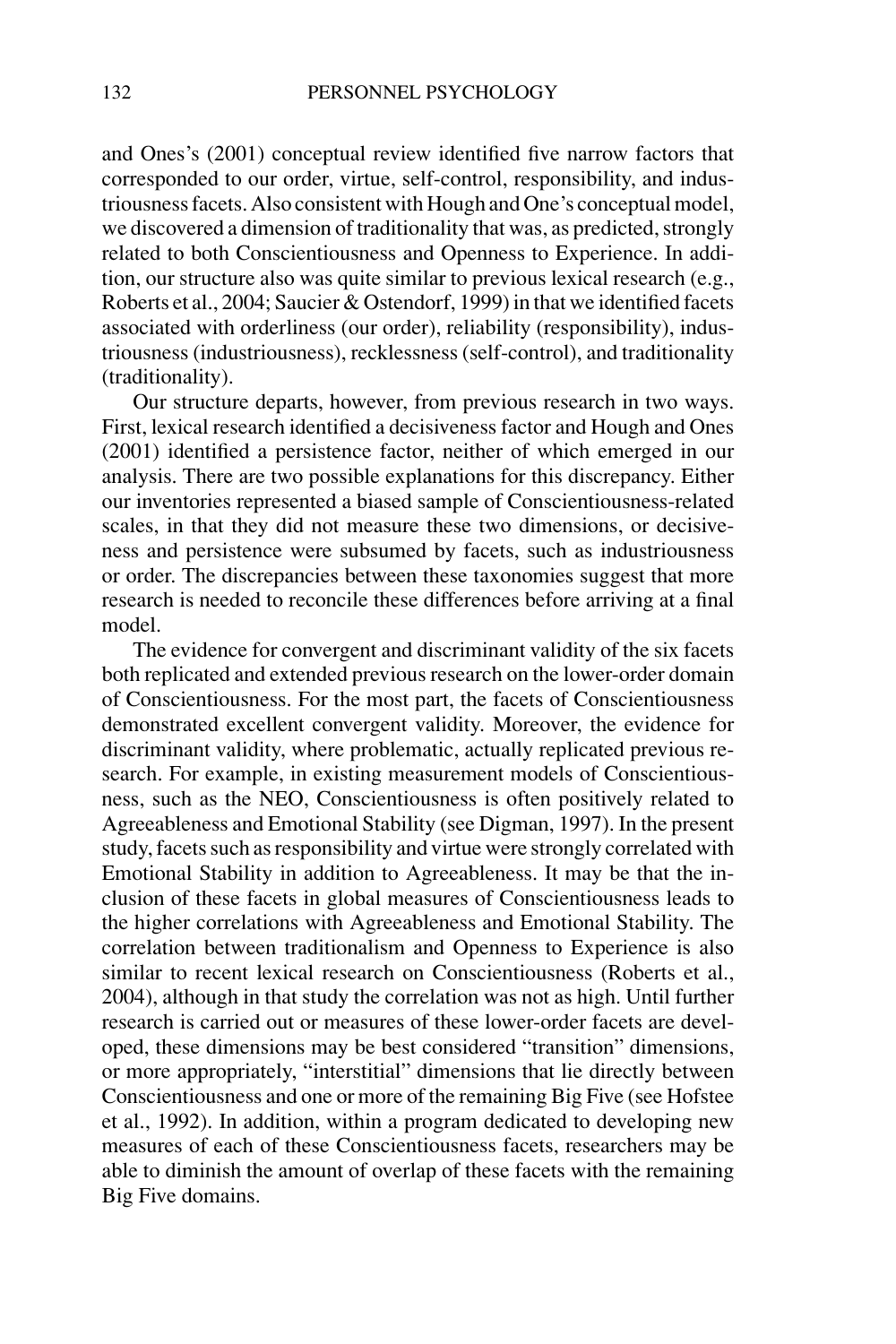and Ones's (2001) conceptual review identified five narrow factors that corresponded to our order, virtue, self-control, responsibility, and industriousness facets. Also consistent with Hough and One's conceptual model, we discovered a dimension of traditionality that was, as predicted, strongly related to both Conscientiousness and Openness to Experience. In addition, our structure also was quite similar to previous lexical research (e.g., Roberts et al., 2004; Saucier & Ostendorf, 1999) in that we identified facets associated with orderliness (our order), reliability (responsibility), industriousness (industriousness), recklessness (self-control), and traditionality (traditionality).

Our structure departs, however, from previous research in two ways. First, lexical research identified a decisiveness factor and Hough and Ones (2001) identified a persistence factor, neither of which emerged in our analysis. There are two possible explanations for this discrepancy. Either our inventories represented a biased sample of Conscientiousness-related scales, in that they did not measure these two dimensions, or decisiveness and persistence were subsumed by facets, such as industriousness or order. The discrepancies between these taxonomies suggest that more research is needed to reconcile these differences before arriving at a final model.

The evidence for convergent and discriminant validity of the six facets both replicated and extended previous research on the lower-order domain of Conscientiousness. For the most part, the facets of Conscientiousness demonstrated excellent convergent validity. Moreover, the evidence for discriminant validity, where problematic, actually replicated previous research. For example, in existing measurement models of Conscientiousness, such as the NEO, Conscientiousness is often positively related to Agreeableness and Emotional Stability (see Digman, 1997). In the present study, facets such as responsibility and virtue were strongly correlated with Emotional Stability in addition to Agreeableness. It may be that the inclusion of these facets in global measures of Conscientiousness leads to the higher correlations with Agreeableness and Emotional Stability. The correlation between traditionalism and Openness to Experience is also similar to recent lexical research on Conscientiousness (Roberts et al., 2004), although in that study the correlation was not as high. Until further research is carried out or measures of these lower-order facets are developed, these dimensions may be best considered "transition" dimensions, or more appropriately, "interstitial" dimensions that lie directly between Conscientiousness and one or more of the remaining Big Five (see Hofstee et al., 1992). In addition, within a program dedicated to developing new measures of each of these Conscientiousness facets, researchers may be able to diminish the amount of overlap of these facets with the remaining Big Five domains.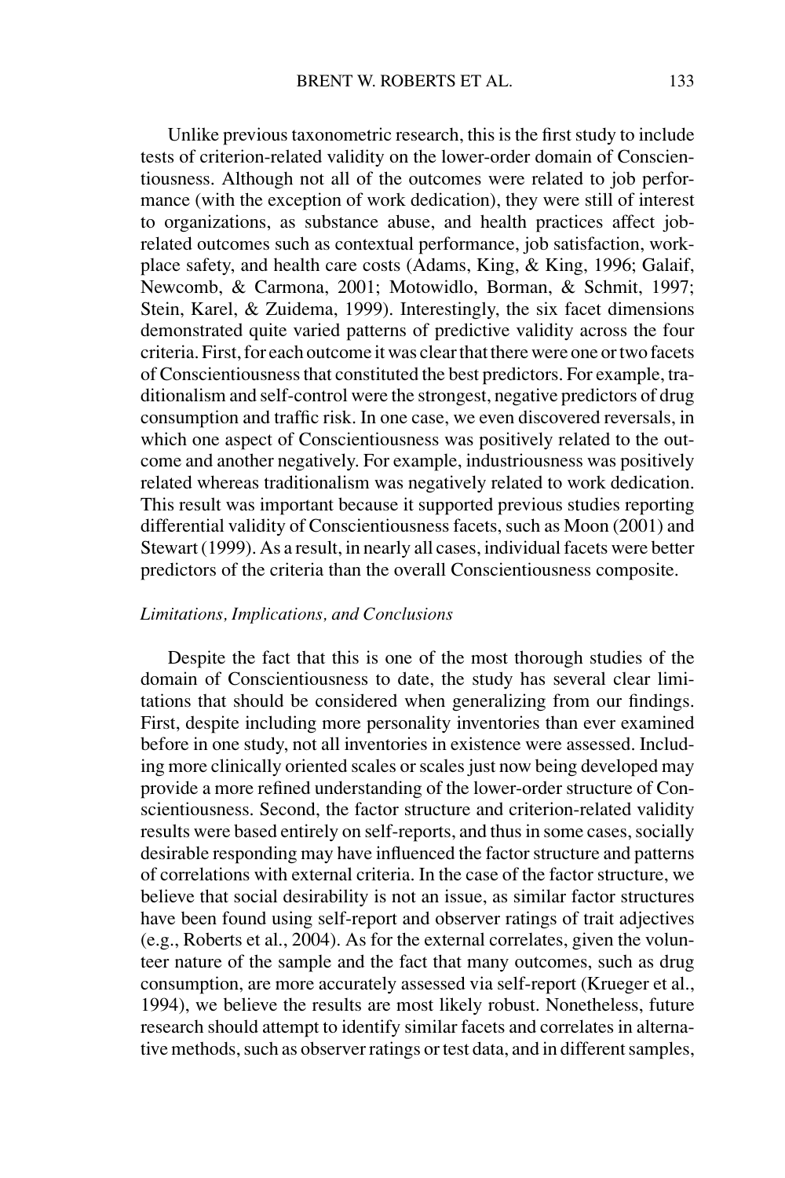Unlike previous taxonometric research, this is the first study to include tests of criterion-related validity on the lower-order domain of Conscientiousness. Although not all of the outcomes were related to job performance (with the exception of work dedication), they were still of interest to organizations, as substance abuse, and health practices affect job-related outcomes such as contextual performance, job satisfaction, workplace safety, and health care costs (Adams, King, & King, 1996; Galaif, Newcomb, & Carmona, 2001; Motowidlo, Borman, & Schmit, 1997; Stein, Karel, & Zuidema, 1999). Interestingly, the six facet dimensions demonstrated quite varied patterns of predictive validity across the four criteria. First, for each outcome it was clear that there were one or two facets of Conscientiousness that constituted the best predictors. For example, traditionalism and self-control were the strongest, negative predictors of drug consumption and traffic risk. In one case, we even discovered reversals, in which one aspect of Conscientiousness was positively related to the outcome and another negatively. For example, industriousness was positively related whereas traditionalism was negatively related to work dedication. This result was important because it supported previous studies reporting differential validity of Conscientiousness facets, such as Moon (2001) and Stewart (1999). As a result, in nearly all cases, individual facets were better predictors of the criteria than the overall Conscientiousness composite.

### *Limitations, Implications, and Conclusions*

Despite the fact that this is one of the most thorough studies of the domain of Conscientiousness to date, the study has several clear limitations that should be considered when generalizing from our findings. First, despite including more personality inventories than ever examined before in one study, not all inventories in existence were assessed. Including more clinically oriented scales or scales just now being developed may provide a more refined understanding of the lower-order structure of Conscientiousness. Second, the factor structure and criterion-related validity results were based entirely on self-reports, and thus in some cases, socially desirable responding may have influenced the factor structure and patterns of correlations with external criteria. In the case of the factor structure, we believe that social desirability is not an issue, as similar factor structures have been found using self-report and observer ratings of trait adjectives (e.g., Roberts et al., 2004). As for the external correlates, given the volunteer nature of the sample and the fact that many outcomes, such as drug consumption, are more accurately assessed via self-report (Krueger et al., 1994), we believe the results are most likely robust. Nonetheless, future research should attempt to identify similar facets and correlates in alternative methods, such as observer ratings or test data, and in different samples,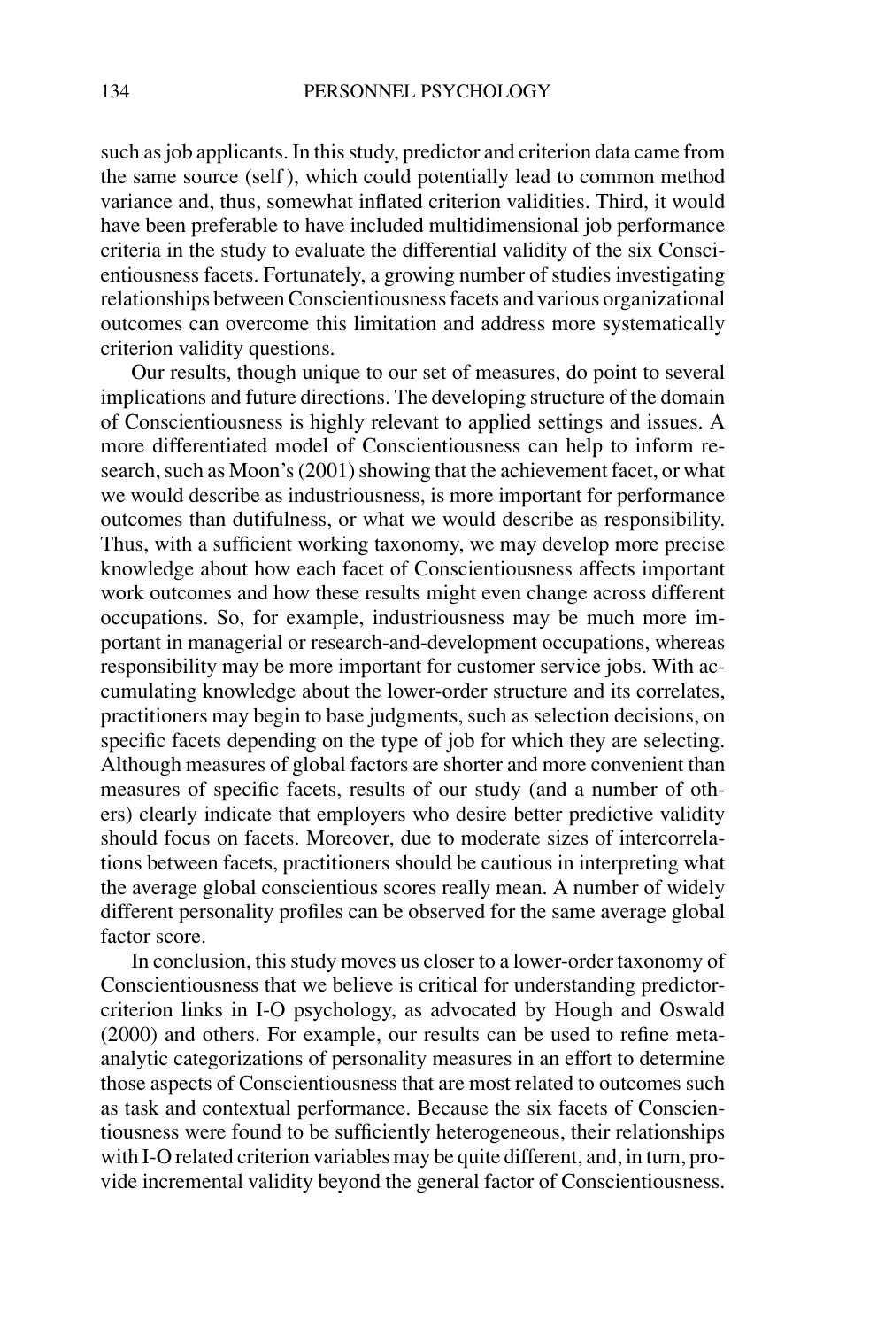such as job applicants. In this study, predictor and criterion data came from the same source (self), which could potentially lead to common method variance and, thus, somewhat inflated criterion validities. Third, it would have been preferable to have included multidimensional job performance criteria in the study to evaluate the differential validity of the six Conscientiousness facets. Fortunately, a growing number of studies investigating relationships between Conscientiousness facets and various organizational outcomes can overcome this limitation and address more systematically criterion validity questions.

Our results, though unique to our set of measures, do point to several implications and future directions. The developing structure of the domain of Conscientiousness is highly relevant to applied settings and issues. A more differentiated model of Conscientiousness can help to inform research, such as Moon's (2001) showing that the achievement facet, or what we would describe as industriousness, is more important for performance outcomes than dutifulness, or what we would describe as responsibility. Thus, with a sufficient working taxonomy, we may develop more precise knowledge about how each facet of Conscientiousness affects important work outcomes and how these results might even change across different occupations. So, for example, industriousness may be much more important in managerial or research-and-development occupations, whereas responsibility may be more important for customer service jobs. With accumulating knowledge about the lower-order structure and its correlates, practitioners may begin to base judgments, such as selection decisions, on specific facets depending on the type of job for which they are selecting. Although measures of global factors are shorter and more convenient than measures of specific facets, results of our study (and a number of others) clearly indicate that employers who desire better predictive validity should focus on facets. Moreover, due to moderate sizes of intercorrelations between facets, practitioners should be cautious in interpreting what the average global conscientious scores really mean. A number of widely different personality profiles can be observed for the same average global factor score.

In conclusion, this study moves us closer to a lower-order taxonomy of Conscientiousness that we believe is critical for understanding predictor-criterion links in I-O psychology, as advocated by Hough and Oswald (2000) and others. For example, our results can be used to refine meta-analytic categorizations of personality measures in an effort to determine those aspects of Conscientiousness that are most related to outcomes such as task and contextual performance. Because the six facets of Conscientiousness were found to be sufficiently heterogeneous, their relationships with I-O related criterion variables may be quite different, and, in turn, provide incremental validity beyond the general factor of Conscientiousness.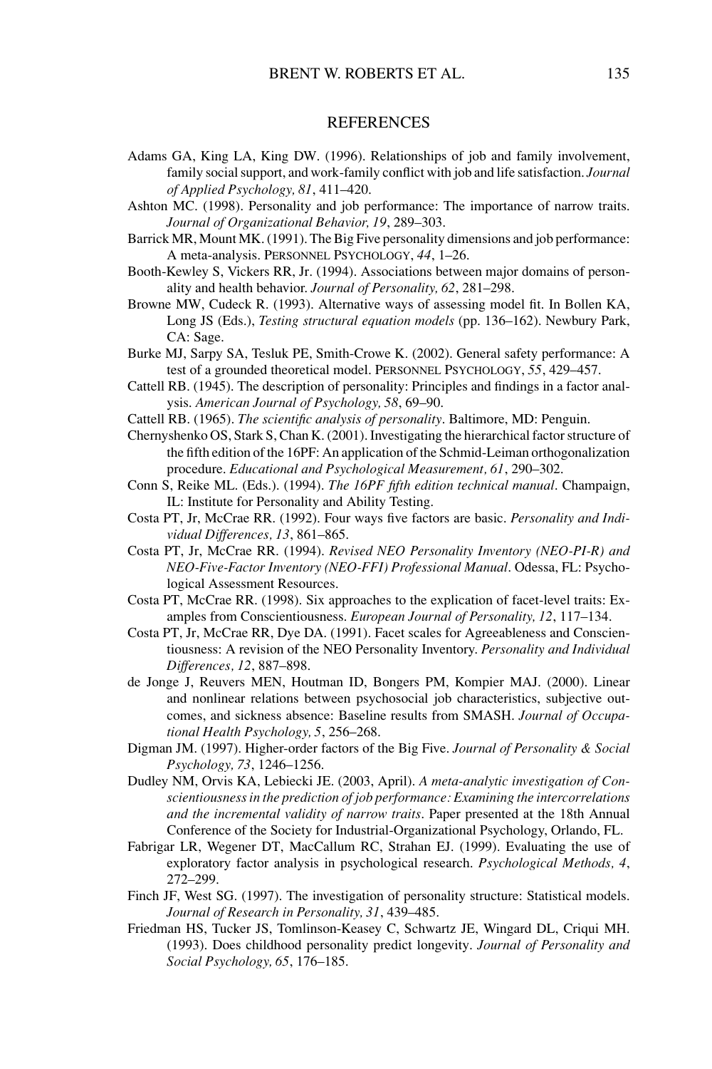## REFERENCES

Adams GA, King LA, King DW. (1996). Relationships of job and family involvement, family social support, and work-family conflict with job and life satisfaction. *Journal of Applied Psychology, 81*, 411–420.

Ashton MC. (1998). Personality and job performance: The importance of narrow traits. *Journal of Organizational Behavior, 19*, 289–303.

Barrick MR, Mount MK. (1991). The Big Five personality dimensions and job performance: A meta-analysis. PERSONNEL PSYCHOLOGY, *44*, 1–26.

Booth-Kewley S, Vickers RR, Jr. (1994). Associations between major domains of personality and health behavior. *Journal of Personality, 62*, 281–298.

Browne MW, Cudeck R. (1993). Alternative ways of assessing model fit. In Bollen KA, Long JS (Eds.), *Testing structural equation models* (pp. 136–162). Newbury Park, CA: Sage.

Burke MJ, Sarpy SA, Tesluk PE, Smith-Crowe K. (2002). General safety performance: A test of a grounded theoretical model. PERSONNEL PSYCHOLOGY, *55*, 429–457.

Cattell RB. (1945). The description of personality: Principles and findings in a factor analysis. *American Journal of Psychology, 58*, 69–90.

Cattell RB. (1965). *The scientific analysis of personality*. Baltimore, MD: Penguin.

Chernyshenko OS, Stark S, Chan K. (2001). Investigating the hierarchical factor structure of the fifth edition of the 16PF: An application of the Schmid-Leiman orthogonalization procedure. *Educational and Psychological Measurement, 61*, 290–302.

Conn S, Reike ML. (Eds.). (1994). *The 16PF fifth edition technical manual*. Champaign, IL: Institute for Personality and Ability Testing.

Costa PT, Jr, McCrae RR. (1992). Four ways five factors are basic. *Personality and Individual Differences, 13*, 861–865.

Costa PT, Jr, McCrae RR. (1994). *Revised NEO Personality Inventory (NEO-PI-R) and NEO-Five-Factor Inventory (NEO-FFI) Professional Manual*. Odessa, FL: Psychological Assessment Resources.

Costa PT, McCrae RR. (1998). Six approaches to the explication of facet-level traits: Examples from Conscientiousness. *European Journal of Personality, 12*, 117–134.

Costa PT, Jr, McCrae RR, Dye DA. (1991). Facet scales for Agreeableness and Conscientiousness: A revision of the NEO Personality Inventory. *Personality and Individual Differences, 12*, 887–898.

de Jonge J, Reuvers MEN, Houtman ID, Bongers PM, Kompier MAJ. (2000). Linear and nonlinear relations between psychosocial job characteristics, subjective outcomes, and sickness absence: Baseline results from SMASH. *Journal of Occupational Health Psychology, 5*, 256–268.

Digman JM. (1997). Higher-order factors of the Big Five. *Journal of Personality & Social Psychology, 73*, 1246–1256.

Dudley NM, Orvis KA, Lebiecki JE. (2003, April). *A meta-analytic investigation of Conscientiousness in the prediction of job performance: Examining the intercorrelations and the incremental validity of narrow traits*. Paper presented at the 18th Annual Conference of the Society for Industrial-Organizational Psychology, Orlando, FL.

Fabrigar LR, Wegener DT, MacCallum RC, Strahan EJ. (1999). Evaluating the use of exploratory factor analysis in psychological research. *Psychological Methods, 4*, 272–299.

Finch JF, West SG. (1997). The investigation of personality structure: Statistical models. *Journal of Research in Personality, 31*, 439–485.

Friedman HS, Tucker JS, Tomlinson-Keasey C, Schwartz JE, Wingard DL, Criqui MH. (1993). Does childhood personality predict longevity. *Journal of Personality and Social Psychology, 65*, 176–185.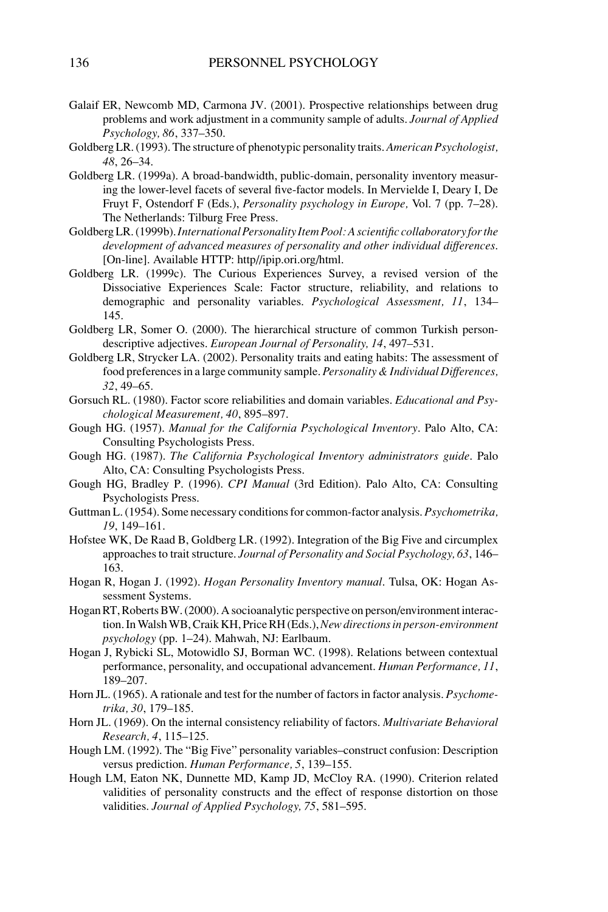Galaif ER, Newcomb MD, Carmona JV. (2001). Prospective relationships between drug problems and work adjustment in a community sample of adults. *Journal of Applied Psychology, 86*, 337–350.

Goldberg LR. (1993). The structure of phenotypic personality traits. *American Psychologist, 48*, 26–34.

Goldberg LR. (1999a). A broad-bandwidth, public-domain, personality inventory measuring the lower-level facets of several five-factor models. In Mervielde I, Deary I, De Fruyt F, Ostendorf F (Eds.), *Personality psychology in Europe,* Vol. 7 (pp. 7–28). The Netherlands: Tilburg Free Press.

Goldberg LR. (1999b). *International Personality Item Pool: A scientific collaboratory for the development of advanced measures of personality and other individual differences*. [On-line]. Available HTTP: http//ipip.ori.org/html.

Goldberg LR. (1999c). The Curious Experiences Survey, a revised version of the Dissociative Experiences Scale: Factor structure, reliability, and relations to demographic and personality variables. *Psychological Assessment, 11*, 134–145.

Goldberg LR, Somer O. (2000). The hierarchical structure of common Turkish person-descriptive adjectives. *European Journal of Personality, 14*, 497–531.

Goldberg LR, Strycker LA. (2002). Personality traits and eating habits: The assessment of food preferences in a large community sample. *Personality & Individual Differences, 32*, 49–65.

Gorsuch RL. (1980). Factor score reliabilities and domain variables. *Educational and Psychological Measurement, 40*, 895–897.

Gough HG. (1957). *Manual for the California Psychological Inventory*. Palo Alto, CA: Consulting Psychologists Press.

Gough HG. (1987). *The California Psychological Inventory administrators guide*. Palo Alto, CA: Consulting Psychologists Press.

Gough HG, Bradley P. (1996). *CPI Manual* (3rd Edition). Palo Alto, CA: Consulting Psychologists Press.

Guttman L. (1954). Some necessary conditions for common-factor analysis. *Psychometrika, 19*, 149–161.

Hofstee WK, De Raad B, Goldberg LR. (1992). Integration of the Big Five and circumplex approaches to trait structure. *Journal of Personality and Social Psychology, 63*, 146–163.

Hogan R, Hogan J. (1992). *Hogan Personality Inventory manual*. Tulsa, OK: Hogan Assessment Systems.

Hogan RT, Roberts BW. (2000). A socioanalytic perspective on person/environment interaction. In Walsh WB, Craik KH, Price RH (Eds.), *New directions in person-environment psychology* (pp. 1–24). Mahwah, NJ: Earlbaum.

Hogan J, Rybicki SL, Motowidlo SJ, Borman WC. (1998). Relations between contextual performance, personality, and occupational advancement. *Human Performance, 11*, 189–207.

Horn JL. (1965). A rationale and test for the number of factors in factor analysis. *Psychometrika, 30*, 179–185.

Horn JL. (1969). On the internal consistency reliability of factors. *Multivariate Behavioral Research, 4*, 115–125.

Hough LM. (1992). The "Big Five" personality variables–construct confusion: Description versus prediction. *Human Performance, 5*, 139–155.

Hough LM, Eaton NK, Dunnette MD, Kamp JD, McCloy RA. (1990). Criterion related validities of personality constructs and the effect of response distortion on those validities. *Journal of Applied Psychology, 75*, 581–595.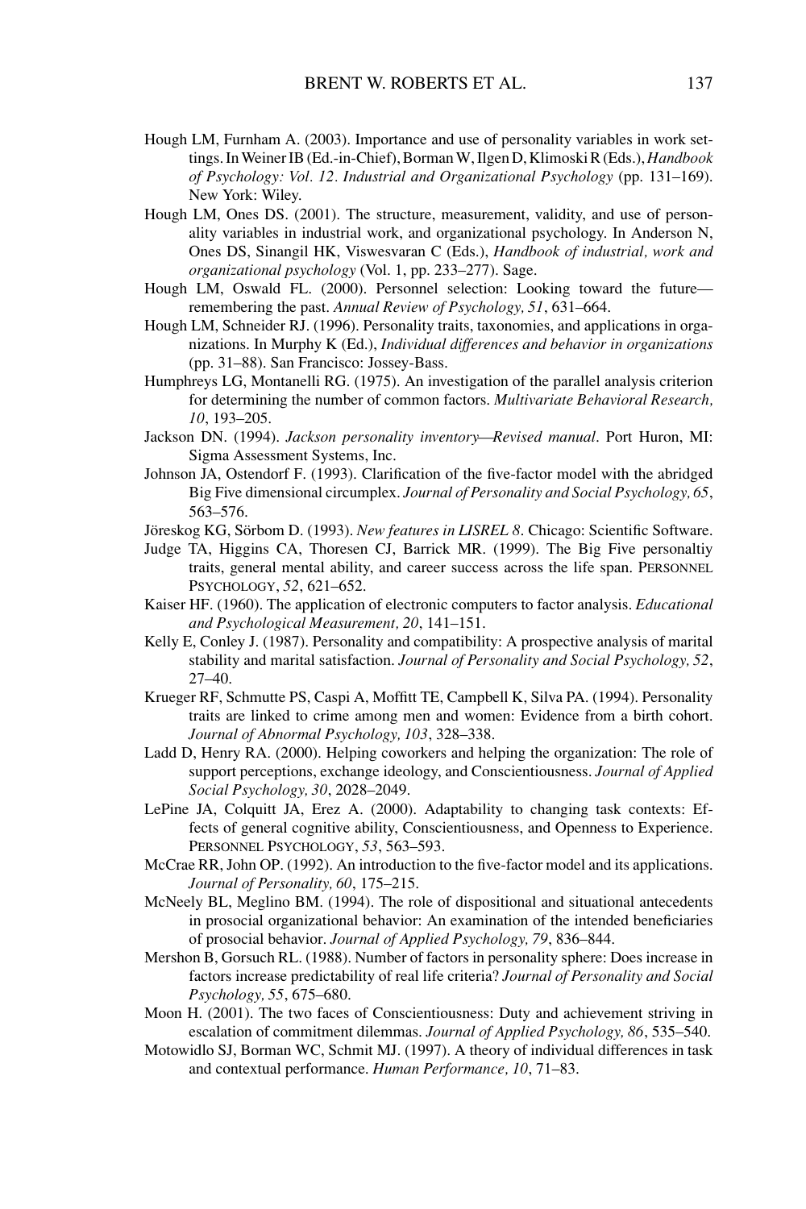Hough LM, Furnham A. (2003). Importance and use of personality variables in work settings. In Weiner IB (Ed.-in-Chief), Borman W, Ilgen D, Klimoski R (Eds.), *Handbook of Psychology: Vol. 12. Industrial and Organizational Psychology* (pp. 131–169). New York: Wiley.

Hough LM, Ones DS. (2001). The structure, measurement, validity, and use of personality variables in industrial work, and organizational psychology. In Anderson N, Ones DS, Sinangil HK, Viswesvaran C (Eds.), *Handbook of industrial, work and organizational psychology* (Vol. 1, pp. 233–277). Sage.

Hough LM, Oswald FL. (2000). Personnel selection: Looking toward the future—remembering the past. *Annual Review of Psychology, 51*, 631–664.

Hough LM, Schneider RJ. (1996). Personality traits, taxonomies, and applications in organizations. In Murphy K (Ed.), *Individual differences and behavior in organizations* (pp. 31–88). San Francisco: Jossey-Bass.

Humphreys LG, Montanelli RG. (1975). An investigation of the parallel analysis criterion for determining the number of common factors. *Multivariate Behavioral Research, 10*, 193–205.

Jackson DN. (1994). *Jackson personality inventory—Revised manual*. Port Huron, MI: Sigma Assessment Systems, Inc.

Johnson JA, Ostendorf F. (1993). Clarification of the five-factor model with the abridged Big Five dimensional circumplex. *Journal of Personality and Social Psychology, 65*, 563–576.

Jöreskog KG, Sörbom D. (1993). *New features in LISREL 8*. Chicago: Scientific Software.

Judge TA, Higgins CA, Thoresen CJ, Barrick MR. (1999). The Big Five personaltiy traits, general mental ability, and career success across the life span. PERSONNEL PSYCHOLOGY, *52*, 621–652.

Kaiser HF. (1960). The application of electronic computers to factor analysis. *Educational and Psychological Measurement, 20*, 141–151.

Kelly E, Conley J. (1987). Personality and compatibility: A prospective analysis of marital stability and marital satisfaction. *Journal of Personality and Social Psychology, 52*, 27–40.

Krueger RF, Schmutte PS, Caspi A, Moffitt TE, Campbell K, Silva PA. (1994). Personality traits are linked to crime among men and women: Evidence from a birth cohort. *Journal of Abnormal Psychology, 103*, 328–338.

Ladd D, Henry RA. (2000). Helping coworkers and helping the organization: The role of support perceptions, exchange ideology, and Conscientiousness. *Journal of Applied Social Psychology, 30*, 2028–2049.

LePine JA, Colquitt JA, Erez A. (2000). Adaptability to changing task contexts: Effects of general cognitive ability, Conscientiousness, and Openness to Experience. PERSONNEL PSYCHOLOGY, *53*, 563–593.

McCrae RR, John OP. (1992). An introduction to the five-factor model and its applications. *Journal of Personality, 60*, 175–215.

McNeely BL, Meglino BM. (1994). The role of dispositional and situational antecedents in prosocial organizational behavior: An examination of the intended beneficiaries of prosocial behavior. *Journal of Applied Psychology, 79*, 836–844.

Mershon B, Gorsuch RL. (1988). Number of factors in personality sphere: Does increase in factors increase predictability of real life criteria? *Journal of Personality and Social Psychology, 55*, 675–680.

Moon H. (2001). The two faces of Conscientiousness: Duty and achievement striving in escalation of commitment dilemmas. *Journal of Applied Psychology, 86*, 535–540.

Motowidlo SJ, Borman WC, Schmit MJ. (1997). A theory of individual differences in task and contextual performance. *Human Performance, 10*, 71–83.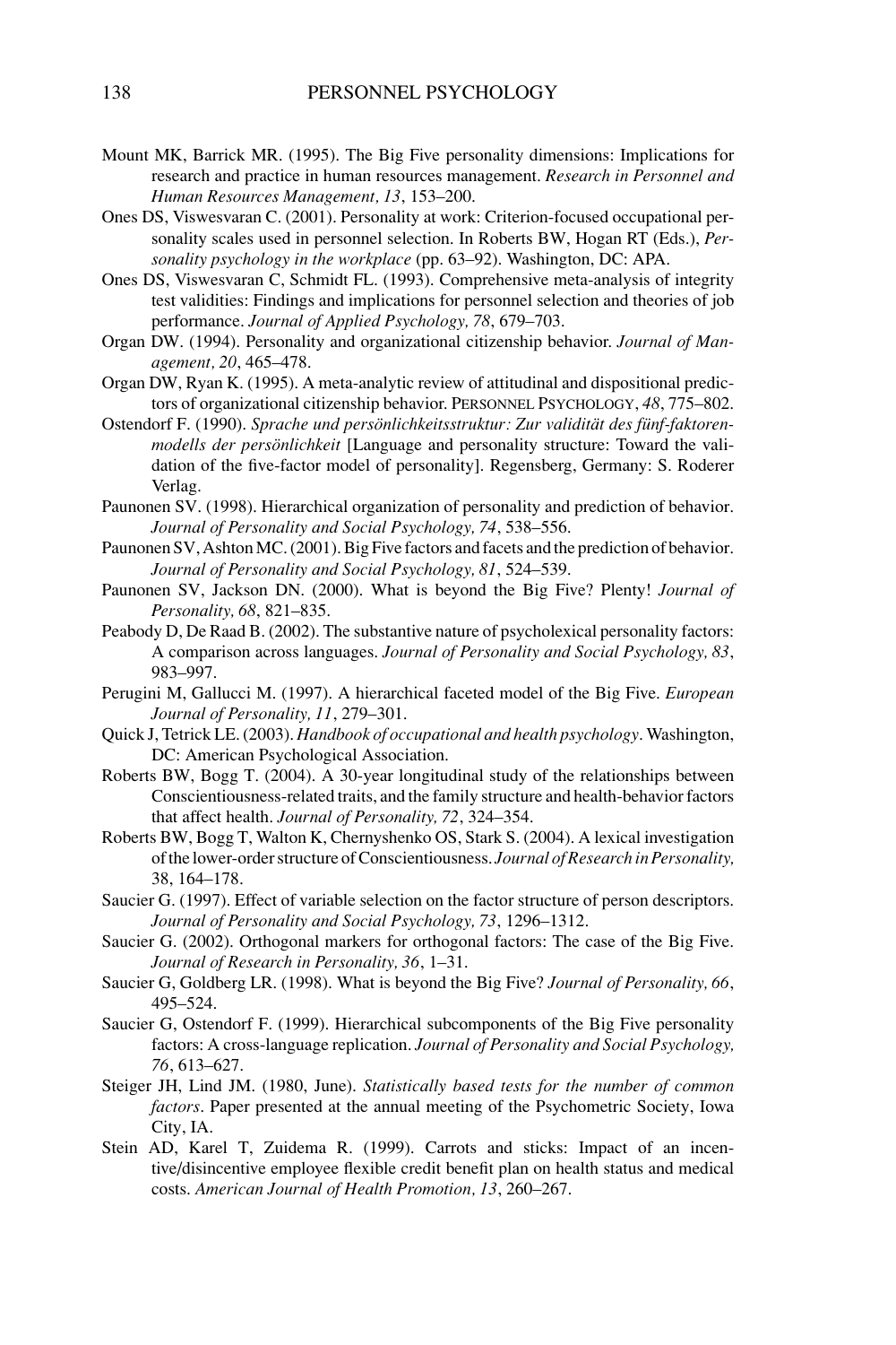Mount MK, Barrick MR. (1995). The Big Five personality dimensions: Implications for research and practice in human resources management. *Research in Personnel and Human Resources Management, 13*, 153–200.

Ones DS, Viswesvaran C. (2001). Personality at work: Criterion-focused occupational personality scales used in personnel selection. In Roberts BW, Hogan RT (Eds.), *Personality psychology in the workplace* (pp. 63–92). Washington, DC: APA.

Ones DS, Viswesvaran C, Schmidt FL. (1993). Comprehensive meta-analysis of integrity test validities: Findings and implications for personnel selection and theories of job performance. *Journal of Applied Psychology, 78*, 679–703.

Organ DW. (1994). Personality and organizational citizenship behavior. *Journal of Management, 20*, 465–478.

Organ DW, Ryan K. (1995). A meta-analytic review of attitudinal and dispositional predictors of organizational citizenship behavior. PERSONNEL PSYCHOLOGY, *48*, 775–802.

Ostendorf F. (1990). *Sprache und persönlichkeitsstruktur: Zur validität des fünf-faktorenmodells der persönlichkeit* [Language and personality structure: Toward the validation of the five-factor model of personality]. Regensberg, Germany: S. Roderer Verlag.

Paunonen SV. (1998). Hierarchical organization of personality and prediction of behavior. *Journal of Personality and Social Psychology, 74*, 538–556.

Paunonen SV, Ashton MC. (2001). Big Five factors and facets and the prediction of behavior. *Journal of Personality and Social Psychology, 81*, 524–539.

Paunonen SV, Jackson DN. (2000). What is beyond the Big Five? Plenty! *Journal of Personality, 68*, 821–835.

Peabody D, De Raad B. (2002). The substantive nature of psycholexical personality factors: A comparison across languages. *Journal of Personality and Social Psychology, 83*, 983–997.

Perugini M, Gallucci M. (1997). A hierarchical faceted model of the Big Five. *European Journal of Personality, 11*, 279–301.

Quick J, Tetrick LE. (2003). *Handbook of occupational and health psychology*. Washington, DC: American Psychological Association.

Roberts BW, Bogg T. (2004). A 30-year longitudinal study of the relationships between Conscientiousness-related traits, and the family structure and health-behavior factors that affect health. *Journal of Personality, 72*, 324–354.

Roberts BW, Bogg T, Walton K, Chernyshenko OS, Stark S. (2004). A lexical investigation of the lower-order structure of Conscientiousness. *Journal of Research in Personality,* 38, 164–178.

Saucier G. (1997). Effect of variable selection on the factor structure of person descriptors. *Journal of Personality and Social Psychology, 73*, 1296–1312.

Saucier G. (2002). Orthogonal markers for orthogonal factors: The case of the Big Five. *Journal of Research in Personality, 36*, 1–31.

Saucier G, Goldberg LR. (1998). What is beyond the Big Five? *Journal of Personality, 66*, 495–524.

Saucier G, Ostendorf F. (1999). Hierarchical subcomponents of the Big Five personality factors: A cross-language replication. *Journal of Personality and Social Psychology, 76*, 613–627.

Steiger JH, Lind JM. (1980, June). *Statistically based tests for the number of common factors*. Paper presented at the annual meeting of the Psychometric Society, Iowa City, IA.

Stein AD, Karel T, Zuidema R. (1999). Carrots and sticks: Impact of an incentive/disincentive employee flexible credit benefit plan on health status and medical costs. *American Journal of Health Promotion, 13*, 260–267.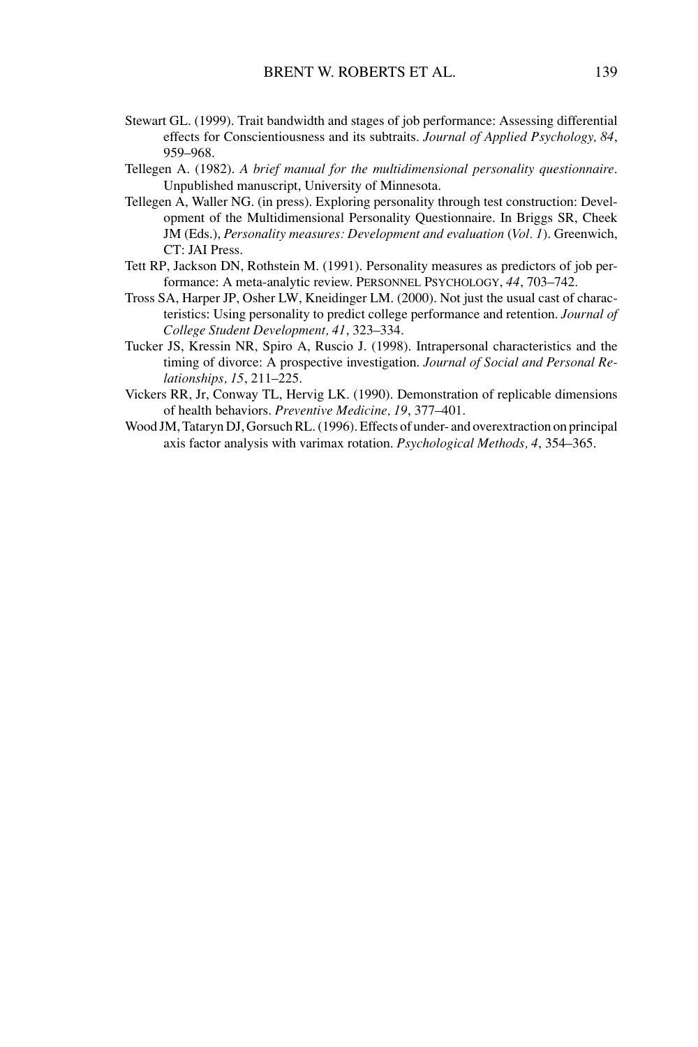Stewart GL. (1999). Trait bandwidth and stages of job performance: Assessing differential effects for Conscientiousness and its subtraits. *Journal of Applied Psychology, 84*, 959–968.

Tellegen A. (1982). *A brief manual for the multidimensional personality questionnaire*. Unpublished manuscript, University of Minnesota.

Tellegen A, Waller NG. (in press). Exploring personality through test construction: Development of the Multidimensional Personality Questionnaire. In Briggs SR, Cheek JM (Eds.), *Personality measures: Development and evaluation* (*Vol. 1*). Greenwich, CT: JAI Press.

Tett RP, Jackson DN, Rothstein M. (1991). Personality measures as predictors of job performance: A meta-analytic review. PERSONNEL PSYCHOLOGY, *44*, 703–742.

Tross SA, Harper JP, Osher LW, Kneidinger LM. (2000). Not just the usual cast of characteristics: Using personality to predict college performance and retention. *Journal of College Student Development, 41*, 323–334.

Tucker JS, Kressin NR, Spiro A, Ruscio J. (1998). Intrapersonal characteristics and the timing of divorce: A prospective investigation. *Journal of Social and Personal Relationships, 15*, 211–225.

Vickers RR, Jr, Conway TL, Hervig LK. (1990). Demonstration of replicable dimensions of health behaviors. *Preventive Medicine, 19*, 377–401.

Wood JM, Tataryn DJ, Gorsuch RL. (1996). Effects of under- and overextraction on principal axis factor analysis with varimax rotation. *Psychological Methods, 4*, 354–365.